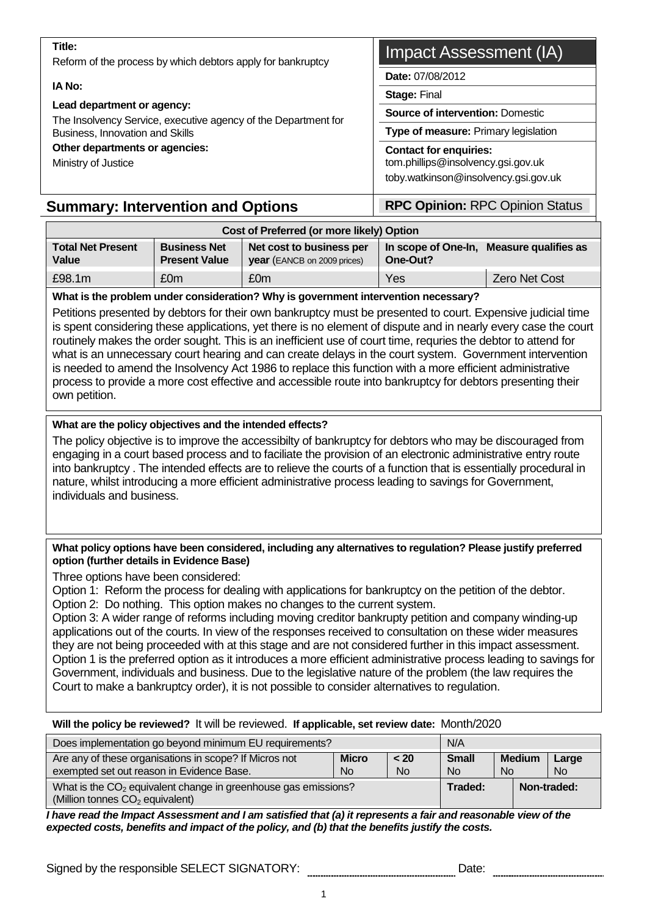**Title:**
Reform of the process by which debtors apply for bankruptcy

**IA No:**

**Lead department or agency:**
The Insolvency Service, executive agency of the Department for Business, Innovation and Skills

**Other departments or agencies:**
Ministry of Justice

# Impact Assessment (IA)

**Date:** 07/08/2012

**Stage:** Final

**Source of intervention:** Domestic

**Type of measure:** Primary legislation

**Contact for enquiries:**
tom.phillips@insolvency.gsi.gov.uk
toby.watkinson@insolvency.gsi.gov.uk

## Summary: Intervention and Options

**RPC Opinion:** RPC Opinion Status

| Cost of Preferred (or more likely) Option | | | | |
|---|---|---|---|---|
| **Total Net Present Value** | **Business Net Present Value** | **Net cost to business per year** (EANCB on 2009 prices) | **In scope of One-In, One-Out?** | **Measure qualifies as** |
| £98.1m | £0m | £0m | Yes | Zero Net Cost |

**What is the problem under consideration? Why is government intervention necessary?**

Petitions presented by debtors for their own bankruptcy must be presented to court. Expensive judicial time is spent considering these applications, yet there is no element of dispute and in nearly every case the court routinely makes the order sought. This is an inefficient use of court time, requries the debtor to attend for what is an unnecessary court hearing and can create delays in the court system. Government intervention is needed to amend the Insolvency Act 1986 to replace this function with a more efficient administrative process to provide a more cost effective and accessible route into bankruptcy for debtors presenting their own petition.

**What are the policy objectives and the intended effects?**

The policy objective is to improve the accessibilty of bankruptcy for debtors who may be discouraged from engaging in a court based process and to faciliate the provision of an electronic administrative entry route into bankruptcy . The intended effects are to relieve the courts of a function that is essentially procedural in nature, whilst introducing a more efficient administrative process leading to savings for Government, individuals and business.

**What policy options have been considered, including any alternatives to regulation? Please justify preferred option (further details in Evidence Base)**

Three options have been considered:
Option 1: Reform the process for dealing with applications for bankruptcy on the petition of the debtor.
Option 2: Do nothing. This option makes no changes to the current system.
Option 3: A wider range of reforms including moving creditor bankrupty petition and company winding-up applications out of the courts. In view of the responses received to consultation on these wider measures they are not being proceeded with at this stage and are not considered further in this impact assessment.
Option 1 is the preferred option as it introduces a more efficient administrative process leading to savings for Government, individuals and business. Due to the legislative nature of the problem (the law requires the Court to make a bankruptcy order), it is not possible to consider alternatives to regulation.

**Will the policy be reviewed?** It will be reviewed. **If applicable, set review date:** Month/2020

| Does implementation go beyond minimum EU requirements? | | | N/A | | |
|---|---|---|---|---|---|
| Are any of these organisations in scope? If Micros not exempted set out reason in Evidence Base. | **Micro** No | **< 20** No | **Small** No | **Medium** No | **Large** No |
| What is the $CO_2$ equivalent change in greenhouse gas emissions? (Million tonnes $CO_2$ equivalent) | | | **Traded:** | **Non-traded:** | |

***I have read the Impact Assessment and I am satisfied that (a) it represents a fair and reasonable view of the expected costs, benefits and impact of the policy, and (b) that the benefits justify the costs.***

Signed by the responsible SELECT SIGNATORY: ______________________ Date: ______________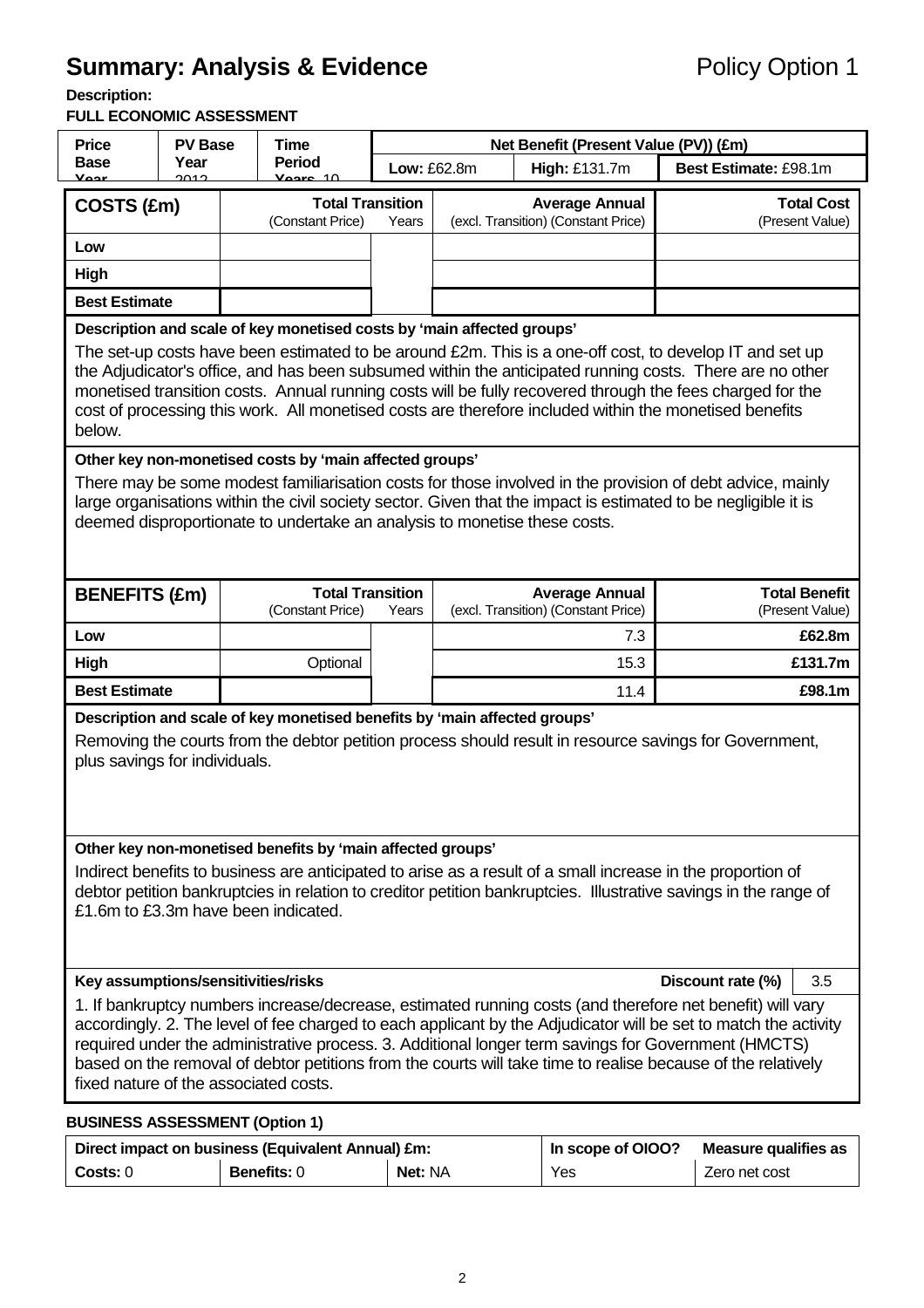# Summary: Analysis & Evidence

Policy Option 1

**Description:**

**FULL ECONOMIC ASSESSMENT**

| Price Base Year 2012 | PV Base Year 2012 | Time Period Years 10 | Net Benefit (Present Value (PV)) (£m) | | |
|---|---|---|---|---|---|
| | | | **Low:** £62.8m | **High:** £131.7m | **Best Estimate:** £98.1m |

| COSTS (£m) | Total Transition (Constant Price) | Years | Average Annual (excl. Transition) (Constant Price) | Total Cost (Present Value) |
|---|---|---|---|---|
| **Low** | | | | |
| **High** | | | | |
| **Best Estimate** | | | | |

**Description and scale of key monetised costs by 'main affected groups'**

The set-up costs have been estimated to be around £2m. This is a one-off cost, to develop IT and set up the Adjudicator's office, and has been subsumed within the anticipated running costs. There are no other monetised transition costs. Annual running costs will be fully recovered through the fees charged for the cost of processing this work. All monetised costs are therefore included within the monetised benefits below.

**Other key non-monetised costs by 'main affected groups'**

There may be some modest familiarisation costs for those involved in the provision of debt advice, mainly large organisations within the civil society sector. Given that the impact is estimated to be negligible it is deemed disproportionate to undertake an analysis to monetise these costs.

| BENEFITS (£m) | Total Transition (Constant Price) | Years | Average Annual (excl. Transition) (Constant Price) | Total Benefit (Present Value) |
|---|---|---|---|---|
| **Low** | | | 7.3 | **£62.8m** |
| **High** | Optional | | 15.3 | **£131.7m** |
| **Best Estimate** | | | 11.4 | **£98.1m** |

**Description and scale of key monetised benefits by 'main affected groups'**

Removing the courts from the debtor petition process should result in resource savings for Government, plus savings for individuals.

**Other key non-monetised benefits by 'main affected groups'**

Indirect benefits to business are anticipated to arise as a result of a small increase in the proportion of debtor petition bankruptcies in relation to creditor petition bankruptcies. Illustrative savings in the range of £1.6m to £3.3m have been indicated.

**Key assumptions/sensitivities/risks** — **Discount rate (%)** 3.5

1. If bankruptcy numbers increase/decrease, estimated running costs (and therefore net benefit) will vary accordingly. 2. The level of fee charged to each applicant by the Adjudicator will be set to match the activity required under the administrative process. 3. Additional longer term savings for Government (HMCTS) based on the removal of debtor petitions from the courts will take time to realise because of the relatively fixed nature of the associated costs.

**BUSINESS ASSESSMENT (Option 1)**

| Direct impact on business (Equivalent Annual) £m: | | | In scope of OIOO? | Measure qualifies as |
|---|---|---|---|---|
| **Costs:** 0 | **Benefits:** 0 | **Net:** NA | Yes | Zero net cost |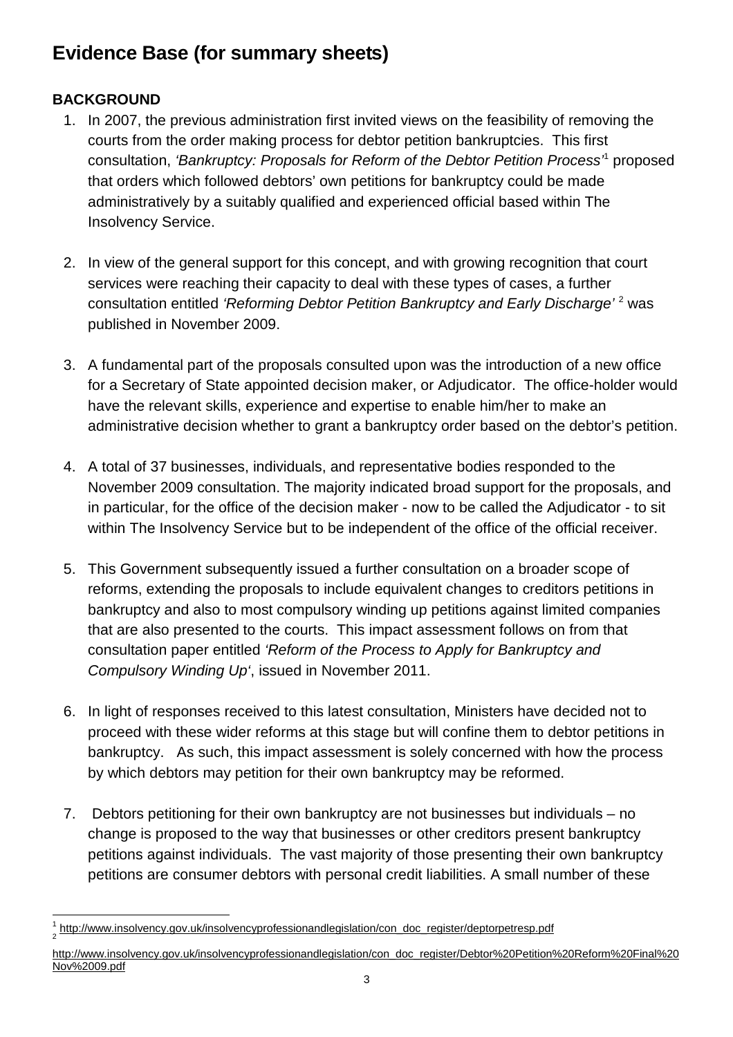# Evidence Base (for summary sheets)

**BACKGROUND**

1. In 2007, the previous administration first invited views on the feasibility of removing the courts from the order making process for debtor petition bankruptcies. This first consultation, *'Bankruptcy: Proposals for Reform of the Debtor Petition Process'*[1] proposed that orders which followed debtors' own petitions for bankruptcy could be made administratively by a suitably qualified and experienced official based within The Insolvency Service.

2. In view of the general support for this concept, and with growing recognition that court services were reaching their capacity to deal with these types of cases, a further consultation entitled *'Reforming Debtor Petition Bankruptcy and Early Discharge'* [2] was published in November 2009.

3. A fundamental part of the proposals consulted upon was the introduction of a new office for a Secretary of State appointed decision maker, or Adjudicator. The office-holder would have the relevant skills, experience and expertise to enable him/her to make an administrative decision whether to grant a bankruptcy order based on the debtor's petition.

4. A total of 37 businesses, individuals, and representative bodies responded to the November 2009 consultation. The majority indicated broad support for the proposals, and in particular, for the office of the decision maker - now to be called the Adjudicator - to sit within The Insolvency Service but to be independent of the office of the official receiver.

5. This Government subsequently issued a further consultation on a broader scope of reforms, extending the proposals to include equivalent changes to creditors petitions in bankruptcy and also to most compulsory winding up petitions against limited companies that are also presented to the courts. This impact assessment follows on from that consultation paper entitled *'Reform of the Process to Apply for Bankruptcy and Compulsory Winding Up'*, issued in November 2011.

6. In light of responses received to this latest consultation, Ministers have decided not to proceed with these wider reforms at this stage but will confine them to debtor petitions in bankruptcy. As such, this impact assessment is solely concerned with how the process by which debtors may petition for their own bankruptcy may be reformed.

7. Debtors petitioning for their own bankruptcy are not businesses but individuals – no change is proposed to the way that businesses or other creditors present bankruptcy petitions against individuals. The vast majority of those presenting their own bankruptcy petitions are consumer debtors with personal credit liabilities. A small number of these

---

[1] http://www.insolvency.gov.uk/insolvencyprofessionandlegislation/con_doc_register/deptorpetresp.pdf

[2] http://www.insolvency.gov.uk/insolvencyprofessionandlegislation/con_doc_register/Debtor%20Petition%20Reform%20Final%20Nov%2009.pdf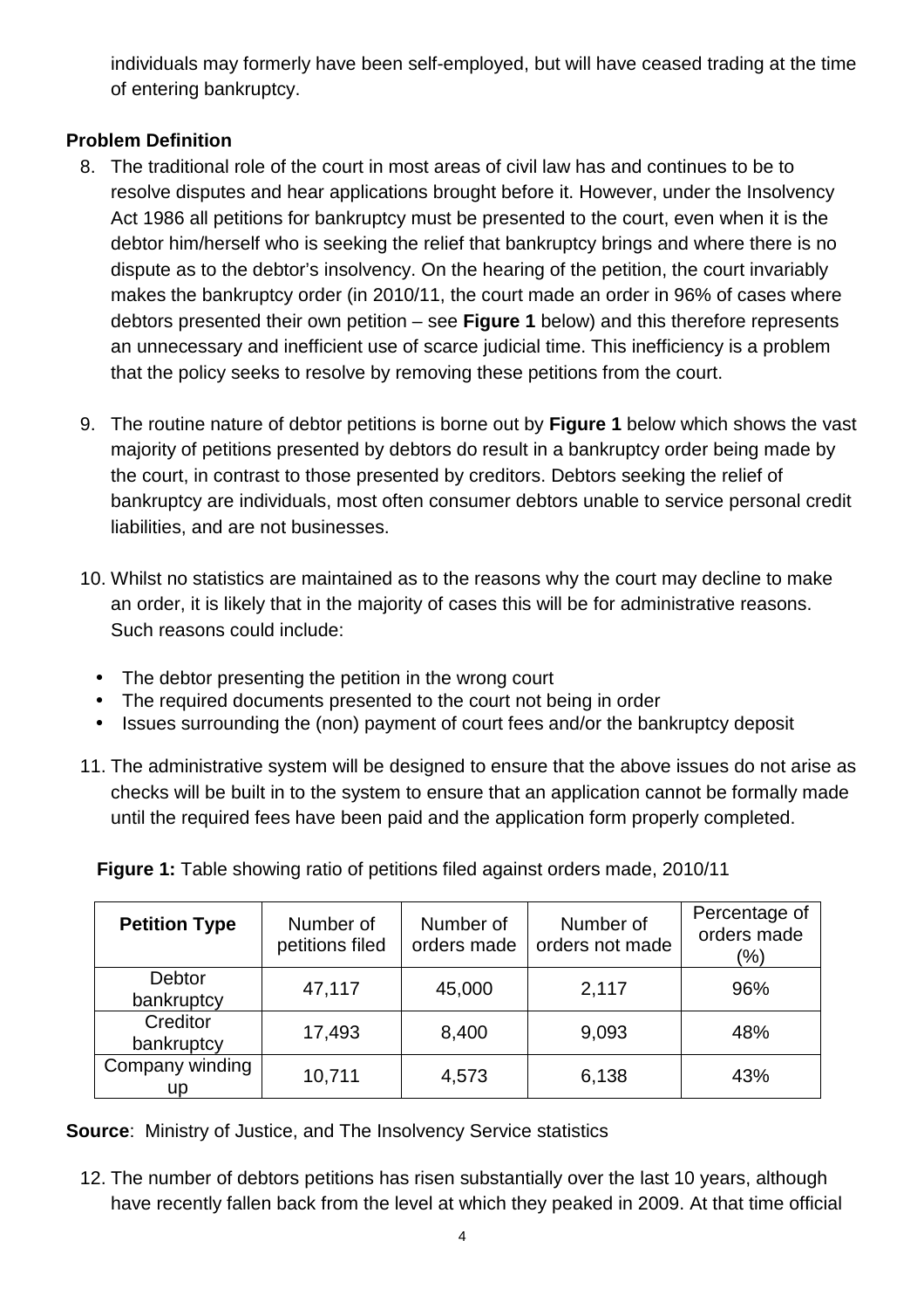individuals may formerly have been self-employed, but will have ceased trading at the time of entering bankruptcy.

**Problem Definition**

8. The traditional role of the court in most areas of civil law has and continues to be to resolve disputes and hear applications brought before it. However, under the Insolvency Act 1986 all petitions for bankruptcy must be presented to the court, even when it is the debtor him/herself who is seeking the relief that bankruptcy brings and where there is no dispute as to the debtor's insolvency. On the hearing of the petition, the court invariably makes the bankruptcy order (in 2010/11, the court made an order in 96% of cases where debtors presented their own petition – see **Figure 1** below) and this therefore represents an unnecessary and inefficient use of scarce judicial time. This inefficiency is a problem that the policy seeks to resolve by removing these petitions from the court.

9. The routine nature of debtor petitions is borne out by **Figure 1** below which shows the vast majority of petitions presented by debtors do result in a bankruptcy order being made by the court, in contrast to those presented by creditors. Debtors seeking the relief of bankruptcy are individuals, most often consumer debtors unable to service personal credit liabilities, and are not businesses.

10. Whilst no statistics are maintained as to the reasons why the court may decline to make an order, it is likely that in the majority of cases this will be for administrative reasons. Such reasons could include:

    - The debtor presenting the petition in the wrong court
    - The required documents presented to the court not being in order
    - Issues surrounding the (non) payment of court fees and/or the bankruptcy deposit

11. The administrative system will be designed to ensure that the above issues do not arise as checks will be built in to the system to ensure that an application cannot be formally made until the required fees have been paid and the application form properly completed.

**Figure 1:** Table showing ratio of petitions filed against orders made, 2010/11

| Petition Type | Number of petitions filed | Number of orders made | Number of orders not made | Percentage of orders made (%) |
|---|---|---|---|---|
| Debtor bankruptcy | 47,117 | 45,000 | 2,117 | 96% |
| Creditor bankruptcy | 17,493 | 8,400 | 9,093 | 48% |
| Company winding up | 10,711 | 4,573 | 6,138 | 43% |

**Source**: Ministry of Justice, and The Insolvency Service statistics

12. The number of debtors petitions has risen substantially over the last 10 years, although have recently fallen back from the level at which they peaked in 2009. At that time official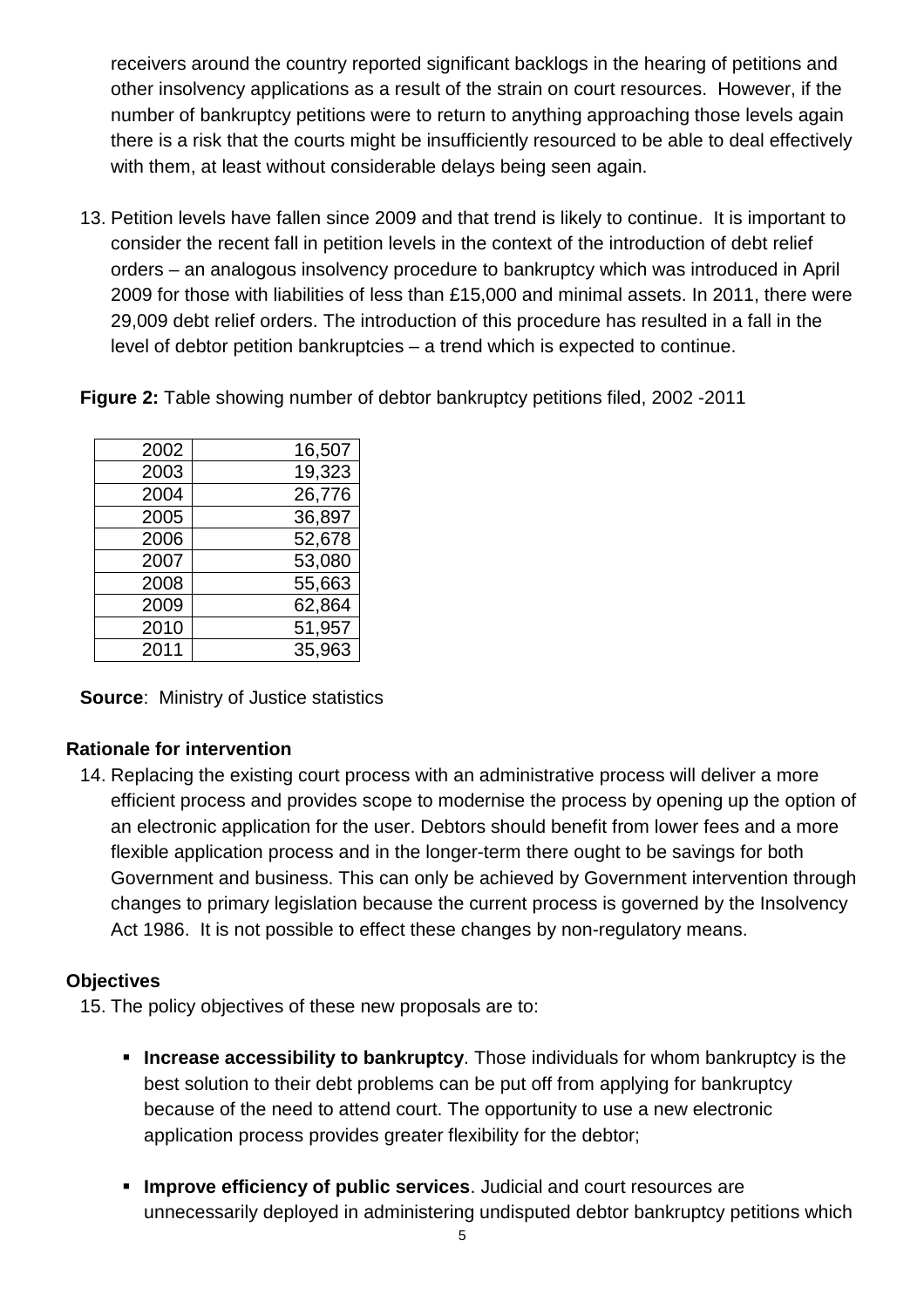receivers around the country reported significant backlogs in the hearing of petitions and other insolvency applications as a result of the strain on court resources. However, if the number of bankruptcy petitions were to return to anything approaching those levels again there is a risk that the courts might be insufficiently resourced to be able to deal effectively with them, at least without considerable delays being seen again.

13. Petition levels have fallen since 2009 and that trend is likely to continue. It is important to consider the recent fall in petition levels in the context of the introduction of debt relief orders – an analogous insolvency procedure to bankruptcy which was introduced in April 2009 for those with liabilities of less than £15,000 and minimal assets. In 2011, there were 29,009 debt relief orders. The introduction of this procedure has resulted in a fall in the level of debtor petition bankruptcies – a trend which is expected to continue.

**Figure 2:** Table showing number of debtor bankruptcy petitions filed, 2002 -2011

| | |
|---|---|
| 2002 | 16,507 |
| 2003 | 19,323 |
| 2004 | 26,776 |
| 2005 | 36,897 |
| 2006 | 52,678 |
| 2007 | 53,080 |
| 2008 | 55,663 |
| 2009 | 62,864 |
| 2010 | 51,957 |
| 2011 | 35,963 |

**Source**: Ministry of Justice statistics

### Rationale for intervention

14. Replacing the existing court process with an administrative process will deliver a more efficient process and provides scope to modernise the process by opening up the option of an electronic application for the user. Debtors should benefit from lower fees and a more flexible application process and in the longer-term there ought to be savings for both Government and business. This can only be achieved by Government intervention through changes to primary legislation because the current process is governed by the Insolvency Act 1986. It is not possible to effect these changes by non-regulatory means.

### Objectives

15. The policy objectives of these new proposals are to:

- **Increase accessibility to bankruptcy**. Those individuals for whom bankruptcy is the best solution to their debt problems can be put off from applying for bankruptcy because of the need to attend court. The opportunity to use a new electronic application process provides greater flexibility for the debtor;

- **Improve efficiency of public services**. Judicial and court resources are unnecessarily deployed in administering undisputed debtor bankruptcy petitions which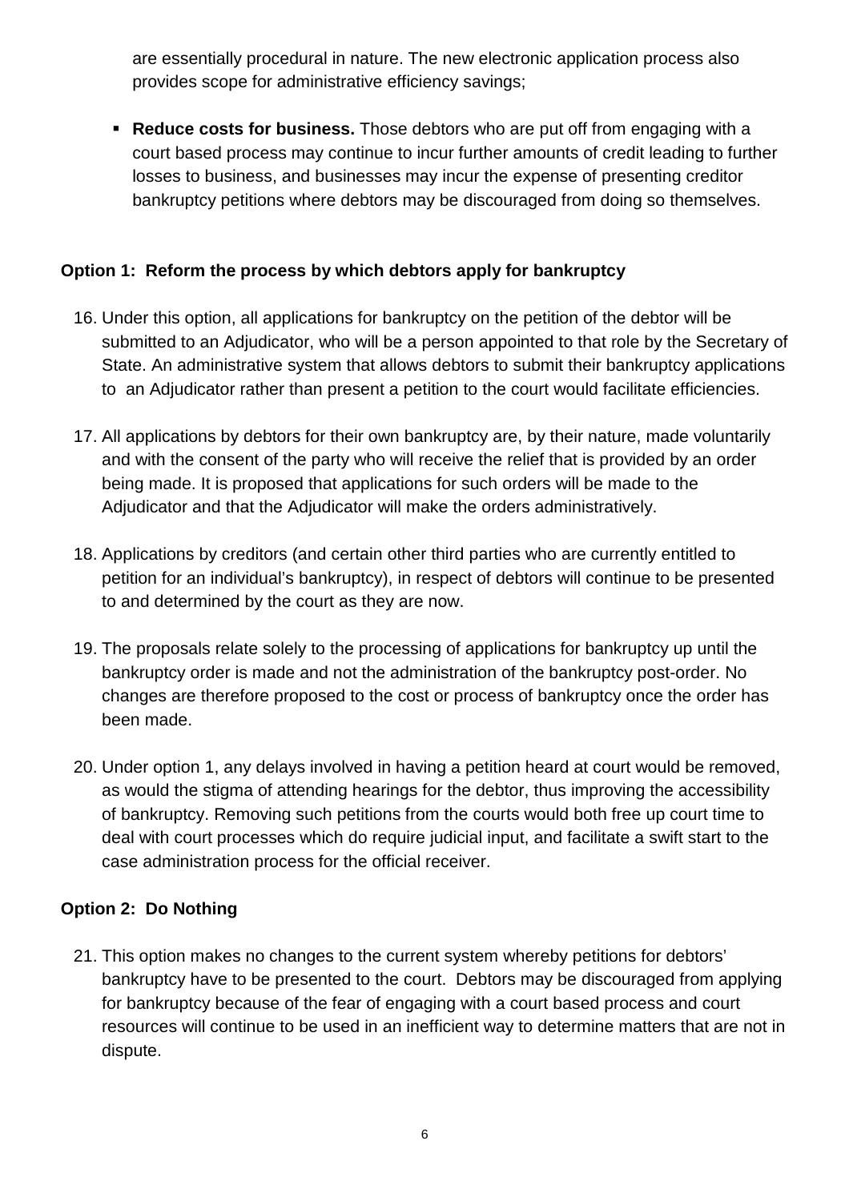are essentially procedural in nature. The new electronic application process also provides scope for administrative efficiency savings;

- **Reduce costs for business.** Those debtors who are put off from engaging with a court based process may continue to incur further amounts of credit leading to further losses to business, and businesses may incur the expense of presenting creditor bankruptcy petitions where debtors may be discouraged from doing so themselves.

**Option 1: Reform the process by which debtors apply for bankruptcy**

16. Under this option, all applications for bankruptcy on the petition of the debtor will be submitted to an Adjudicator, who will be a person appointed to that role by the Secretary of State. An administrative system that allows debtors to submit their bankruptcy applications to an Adjudicator rather than present a petition to the court would facilitate efficiencies.

17. All applications by debtors for their own bankruptcy are, by their nature, made voluntarily and with the consent of the party who will receive the relief that is provided by an order being made. It is proposed that applications for such orders will be made to the Adjudicator and that the Adjudicator will make the orders administratively.

18. Applications by creditors (and certain other third parties who are currently entitled to petition for an individual's bankruptcy), in respect of debtors will continue to be presented to and determined by the court as they are now.

19. The proposals relate solely to the processing of applications for bankruptcy up until the bankruptcy order is made and not the administration of the bankruptcy post-order. No changes are therefore proposed to the cost or process of bankruptcy once the order has been made.

20. Under option 1, any delays involved in having a petition heard at court would be removed, as would the stigma of attending hearings for the debtor, thus improving the accessibility of bankruptcy. Removing such petitions from the courts would both free up court time to deal with court processes which do require judicial input, and facilitate a swift start to the case administration process for the official receiver.

**Option 2: Do Nothing**

21. This option makes no changes to the current system whereby petitions for debtors' bankruptcy have to be presented to the court. Debtors may be discouraged from applying for bankruptcy because of the fear of engaging with a court based process and court resources will continue to be used in an inefficient way to determine matters that are not in dispute.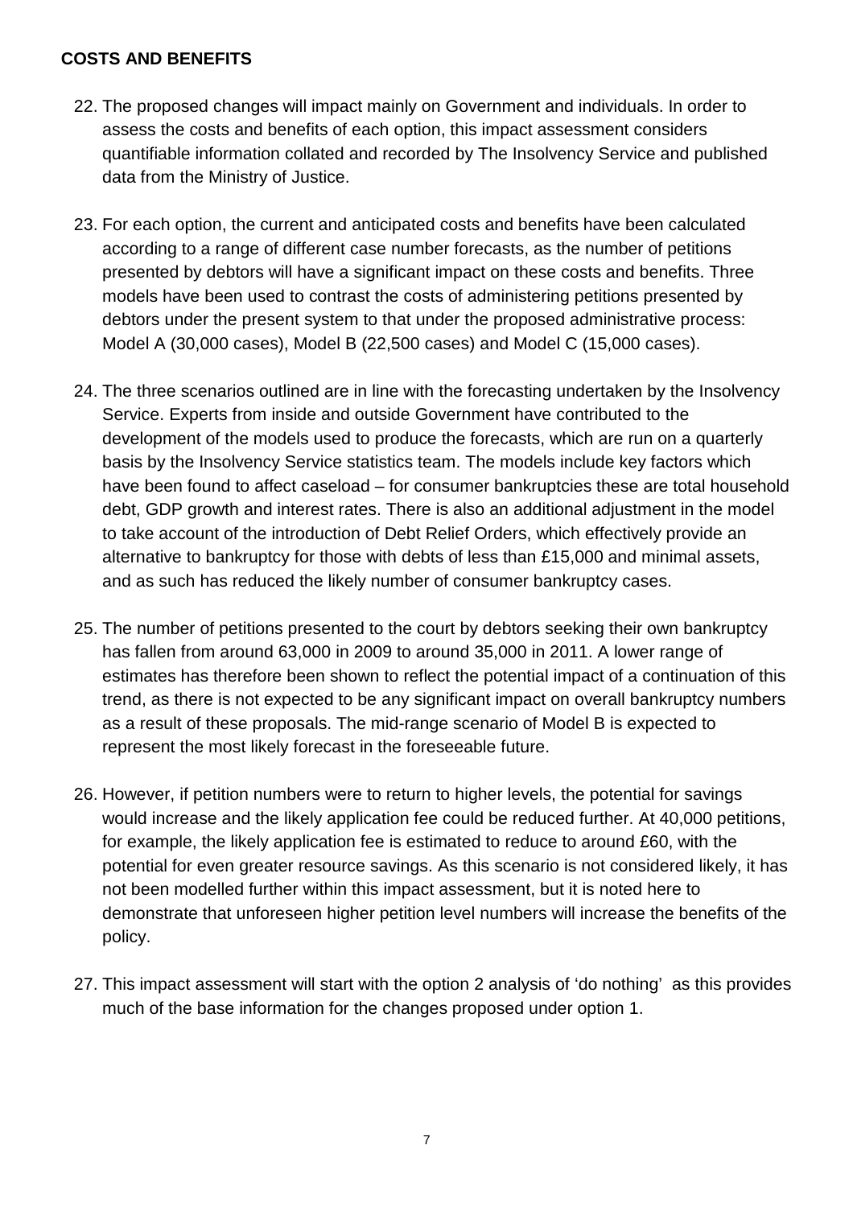## COSTS AND BENEFITS

22. The proposed changes will impact mainly on Government and individuals. In order to assess the costs and benefits of each option, this impact assessment considers quantifiable information collated and recorded by The Insolvency Service and published data from the Ministry of Justice.

23. For each option, the current and anticipated costs and benefits have been calculated according to a range of different case number forecasts, as the number of petitions presented by debtors will have a significant impact on these costs and benefits. Three models have been used to contrast the costs of administering petitions presented by debtors under the present system to that under the proposed administrative process: Model A (30,000 cases), Model B (22,500 cases) and Model C (15,000 cases).

24. The three scenarios outlined are in line with the forecasting undertaken by the Insolvency Service. Experts from inside and outside Government have contributed to the development of the models used to produce the forecasts, which are run on a quarterly basis by the Insolvency Service statistics team. The models include key factors which have been found to affect caseload – for consumer bankruptcies these are total household debt, GDP growth and interest rates. There is also an additional adjustment in the model to take account of the introduction of Debt Relief Orders, which effectively provide an alternative to bankruptcy for those with debts of less than £15,000 and minimal assets, and as such has reduced the likely number of consumer bankruptcy cases.

25. The number of petitions presented to the court by debtors seeking their own bankruptcy has fallen from around 63,000 in 2009 to around 35,000 in 2011. A lower range of estimates has therefore been shown to reflect the potential impact of a continuation of this trend, as there is not expected to be any significant impact on overall bankruptcy numbers as a result of these proposals. The mid-range scenario of Model B is expected to represent the most likely forecast in the foreseeable future.

26. However, if petition numbers were to return to higher levels, the potential for savings would increase and the likely application fee could be reduced further. At 40,000 petitions, for example, the likely application fee is estimated to reduce to around £60, with the potential for even greater resource savings. As this scenario is not considered likely, it has not been modelled further within this impact assessment, but it is noted here to demonstrate that unforeseen higher petition level numbers will increase the benefits of the policy.

27. This impact assessment will start with the option 2 analysis of 'do nothing' as this provides much of the base information for the changes proposed under option 1.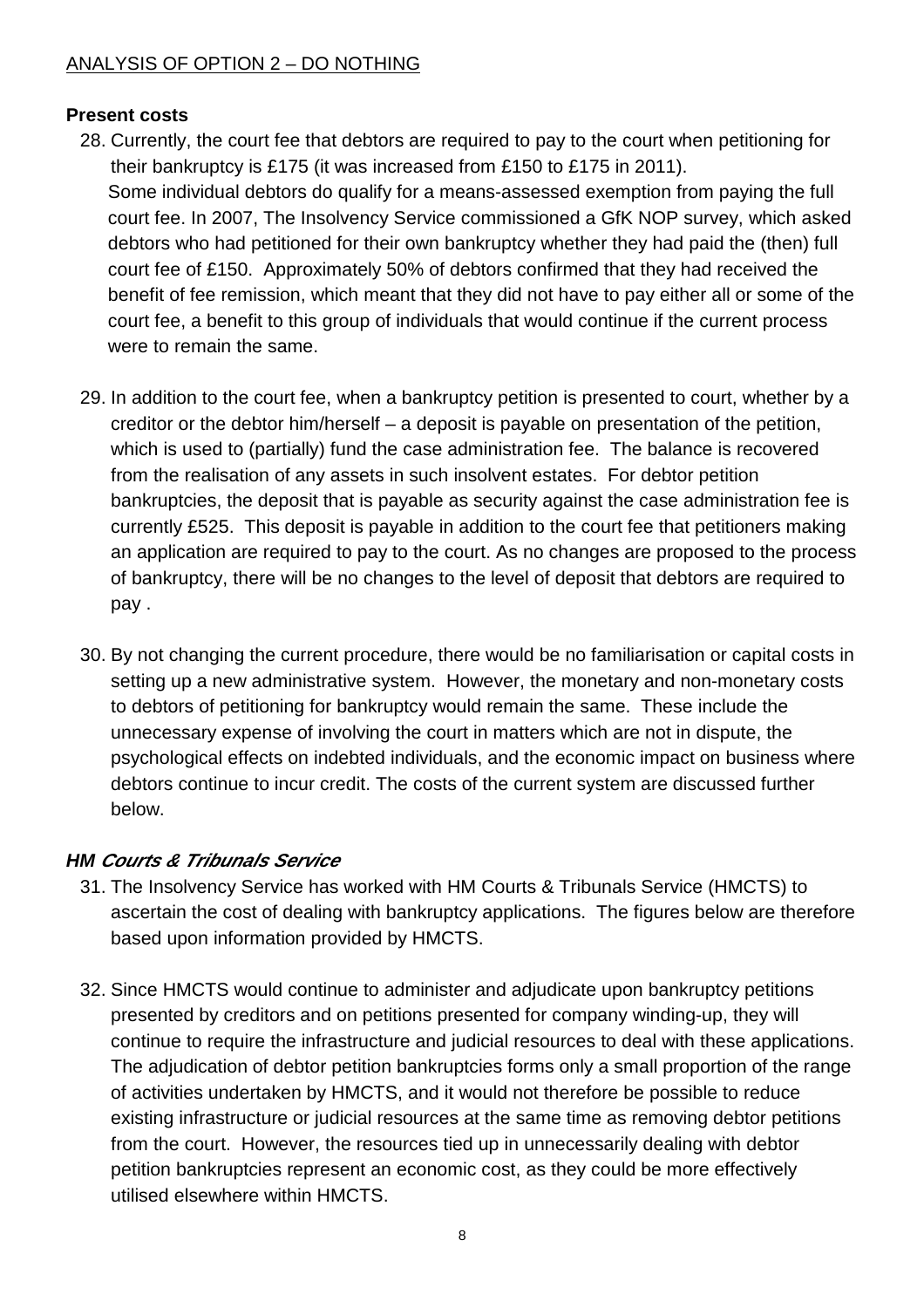ANALYSIS OF OPTION 2 – DO NOTHING

**Present costs**

28. Currently, the court fee that debtors are required to pay to the court when petitioning for their bankruptcy is £175 (it was increased from £150 to £175 in 2011). Some individual debtors do qualify for a means-assessed exemption from paying the full court fee. In 2007, The Insolvency Service commissioned a GfK NOP survey, which asked debtors who had petitioned for their own bankruptcy whether they had paid the (then) full court fee of £150. Approximately 50% of debtors confirmed that they had received the benefit of fee remission, which meant that they did not have to pay either all or some of the court fee, a benefit to this group of individuals that would continue if the current process were to remain the same.

29. In addition to the court fee, when a bankruptcy petition is presented to court, whether by a creditor or the debtor him/herself – a deposit is payable on presentation of the petition, which is used to (partially) fund the case administration fee. The balance is recovered from the realisation of any assets in such insolvent estates. For debtor petition bankruptcies, the deposit that is payable as security against the case administration fee is currently £525. This deposit is payable in addition to the court fee that petitioners making an application are required to pay to the court. As no changes are proposed to the process of bankruptcy, there will be no changes to the level of deposit that debtors are required to pay .

30. By not changing the current procedure, there would be no familiarisation or capital costs in setting up a new administrative system. However, the monetary and non-monetary costs to debtors of petitioning for bankruptcy would remain the same. These include the unnecessary expense of involving the court in matters which are not in dispute, the psychological effects on indebted individuals, and the economic impact on business where debtors continue to incur credit. The costs of the current system are discussed further below.

***HM Courts & Tribunals Service***

31. The Insolvency Service has worked with HM Courts & Tribunals Service (HMCTS) to ascertain the cost of dealing with bankruptcy applications. The figures below are therefore based upon information provided by HMCTS.

32. Since HMCTS would continue to administer and adjudicate upon bankruptcy petitions presented by creditors and on petitions presented for company winding-up, they will continue to require the infrastructure and judicial resources to deal with these applications. The adjudication of debtor petition bankruptcies forms only a small proportion of the range of activities undertaken by HMCTS, and it would not therefore be possible to reduce existing infrastructure or judicial resources at the same time as removing debtor petitions from the court. However, the resources tied up in unnecessarily dealing with debtor petition bankruptcies represent an economic cost, as they could be more effectively utilised elsewhere within HMCTS.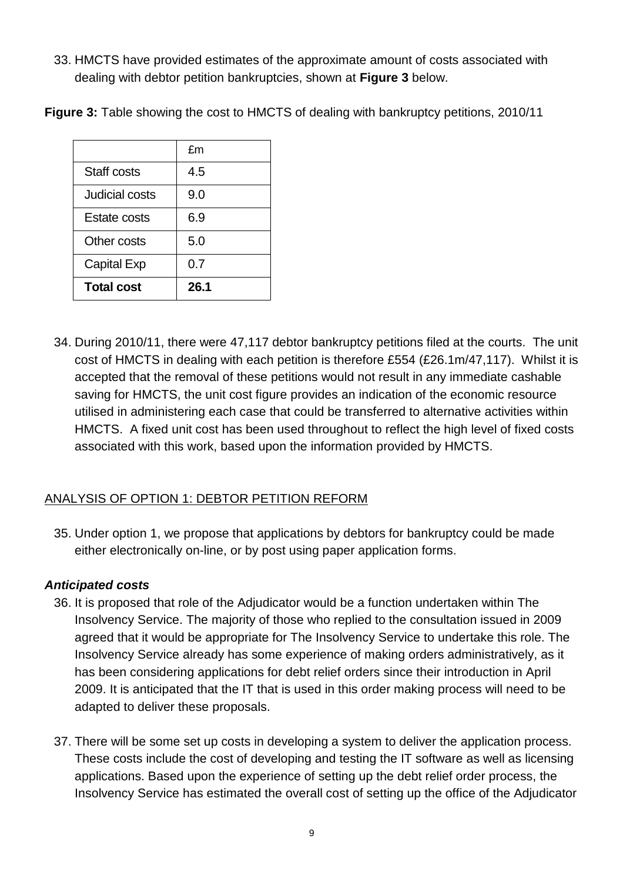33. HMCTS have provided estimates of the approximate amount of costs associated with dealing with debtor petition bankruptcies, shown at **Figure 3** below.

**Figure 3:** Table showing the cost to HMCTS of dealing with bankruptcy petitions, 2010/11

| | £m |
|---|---|
| Staff costs | 4.5 |
| Judicial costs | 9.0 |
| Estate costs | 6.9 |
| Other costs | 5.0 |
| Capital Exp | 0.7 |
| **Total cost** | **26.1** |

34. During 2010/11, there were 47,117 debtor bankruptcy petitions filed at the courts. The unit cost of HMCTS in dealing with each petition is therefore £554 (£26.1m/47,117). Whilst it is accepted that the removal of these petitions would not result in any immediate cashable saving for HMCTS, the unit cost figure provides an indication of the economic resource utilised in administering each case that could be transferred to alternative activities within HMCTS. A fixed unit cost has been used throughout to reflect the high level of fixed costs associated with this work, based upon the information provided by HMCTS.

## ANALYSIS OF OPTION 1: DEBTOR PETITION REFORM

35. Under option 1, we propose that applications by debtors for bankruptcy could be made either electronically on-line, or by post using paper application forms.

### *Anticipated costs*

36. It is proposed that role of the Adjudicator would be a function undertaken within The Insolvency Service. The majority of those who replied to the consultation issued in 2009 agreed that it would be appropriate for The Insolvency Service to undertake this role. The Insolvency Service already has some experience of making orders administratively, as it has been considering applications for debt relief orders since their introduction in April 2009. It is anticipated that the IT that is used in this order making process will need to be adapted to deliver these proposals.

37. There will be some set up costs in developing a system to deliver the application process. These costs include the cost of developing and testing the IT software as well as licensing applications. Based upon the experience of setting up the debt relief order process, the Insolvency Service has estimated the overall cost of setting up the office of the Adjudicator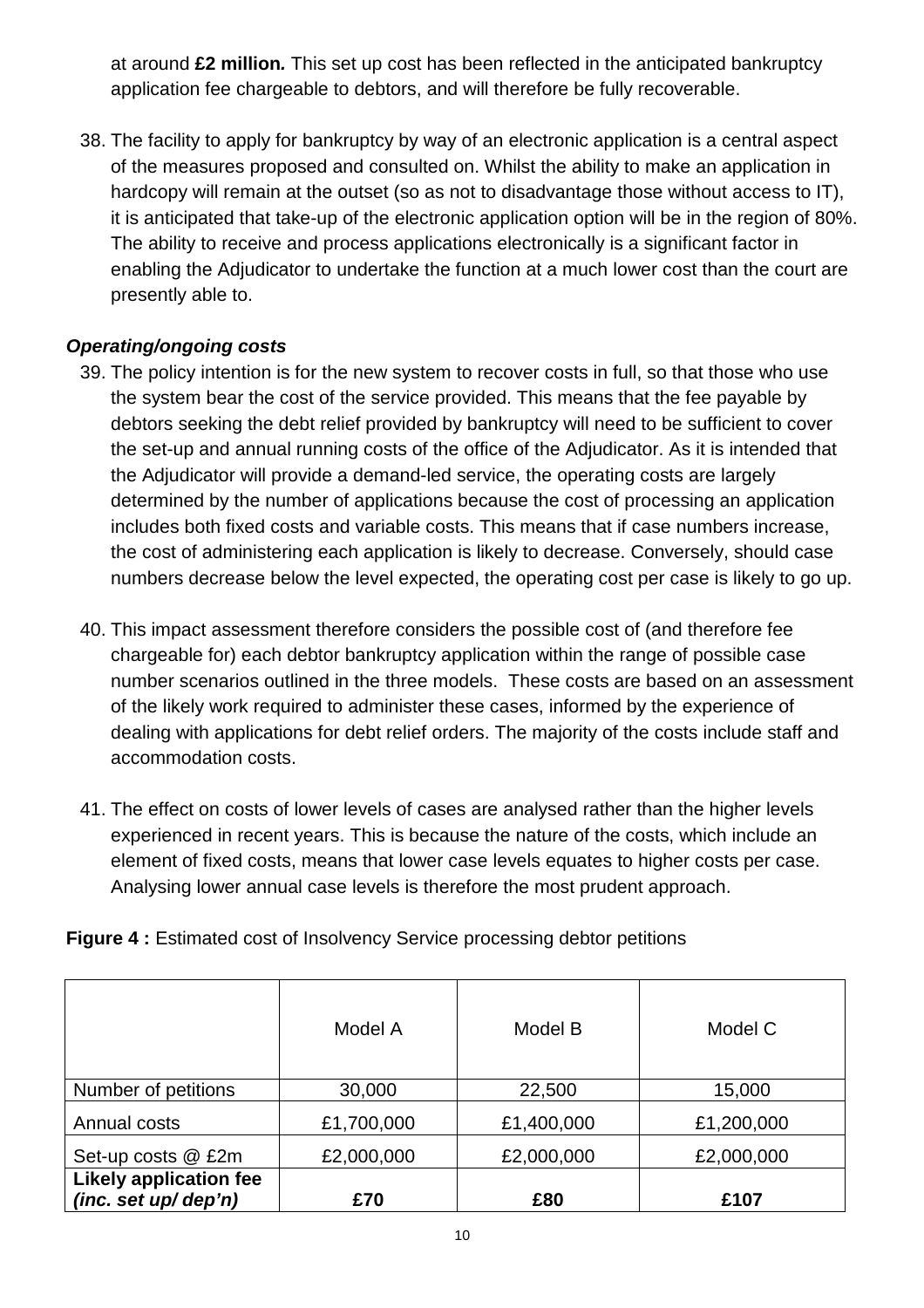at around **£2 million***.* This set up cost has been reflected in the anticipated bankruptcy application fee chargeable to debtors, and will therefore be fully recoverable.

38. The facility to apply for bankruptcy by way of an electronic application is a central aspect of the measures proposed and consulted on. Whilst the ability to make an application in hardcopy will remain at the outset (so as not to disadvantage those without access to IT), it is anticipated that take-up of the electronic application option will be in the region of 80%. The ability to receive and process applications electronically is a significant factor in enabling the Adjudicator to undertake the function at a much lower cost than the court are presently able to.

***Operating/ongoing costs***

39. The policy intention is for the new system to recover costs in full, so that those who use the system bear the cost of the service provided. This means that the fee payable by debtors seeking the debt relief provided by bankruptcy will need to be sufficient to cover the set-up and annual running costs of the office of the Adjudicator. As it is intended that the Adjudicator will provide a demand-led service, the operating costs are largely determined by the number of applications because the cost of processing an application includes both fixed costs and variable costs. This means that if case numbers increase, the cost of administering each application is likely to decrease. Conversely, should case numbers decrease below the level expected, the operating cost per case is likely to go up.

40. This impact assessment therefore considers the possible cost of (and therefore fee chargeable for) each debtor bankruptcy application within the range of possible case number scenarios outlined in the three models. These costs are based on an assessment of the likely work required to administer these cases, informed by the experience of dealing with applications for debt relief orders. The majority of the costs include staff and accommodation costs.

41. The effect on costs of lower levels of cases are analysed rather than the higher levels experienced in recent years. This is because the nature of the costs, which include an element of fixed costs, means that lower case levels equates to higher costs per case. Analysing lower annual case levels is therefore the most prudent approach.

**Figure 4 :** Estimated cost of Insolvency Service processing debtor petitions

| | Model A | Model B | Model C |
|---|---|---|---|
| Number of petitions | 30,000 | 22,500 | 15,000 |
| Annual costs | £1,700,000 | £1,400,000 | £1,200,000 |
| Set-up costs @ £2m | £2,000,000 | £2,000,000 | £2,000,000 |
| **Likely application fee *(inc. set up/ dep'n)*** | **£70** | **£80** | **£107** |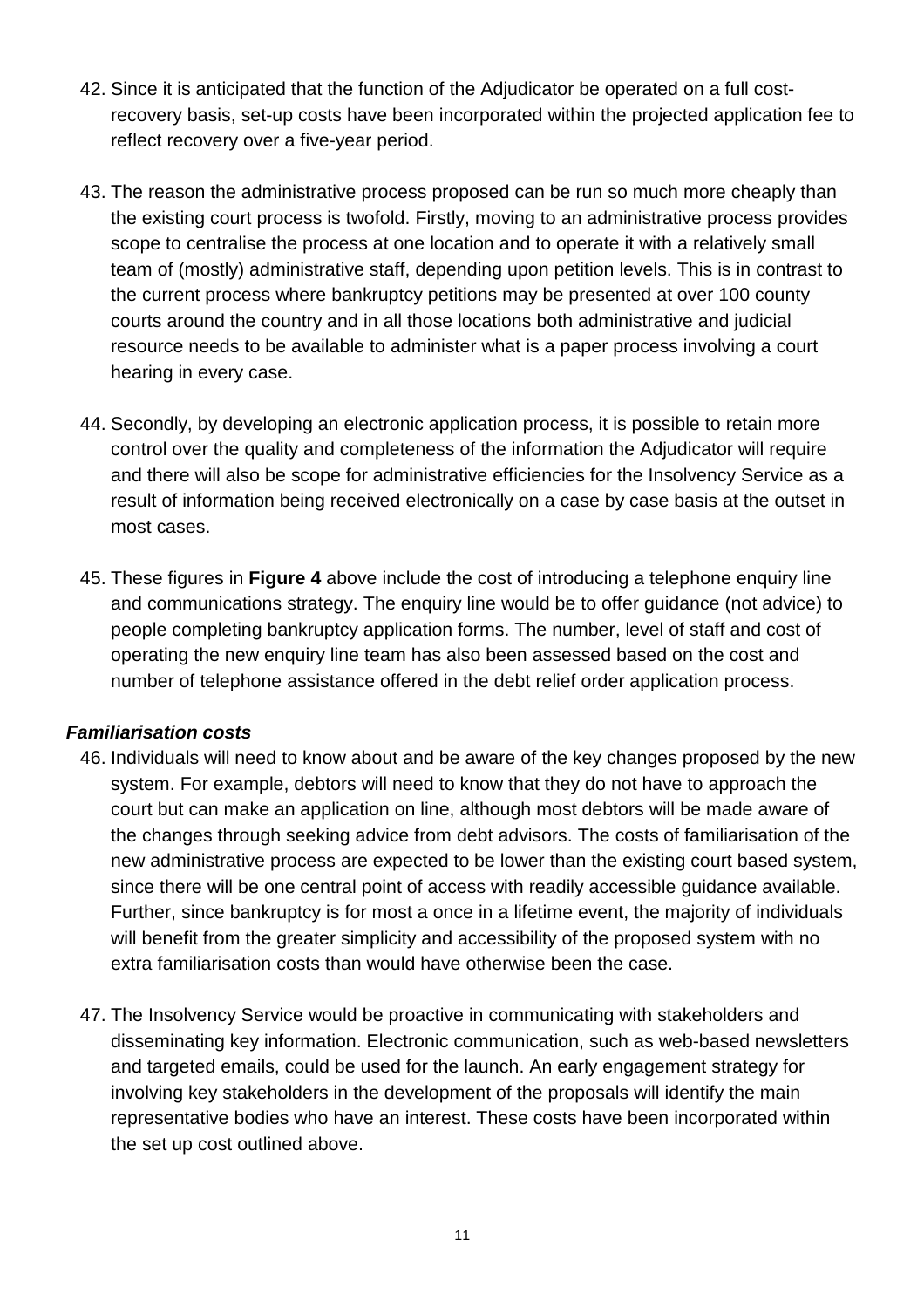42. Since it is anticipated that the function of the Adjudicator be operated on a full cost-recovery basis, set-up costs have been incorporated within the projected application fee to reflect recovery over a five-year period.

43. The reason the administrative process proposed can be run so much more cheaply than the existing court process is twofold. Firstly, moving to an administrative process provides scope to centralise the process at one location and to operate it with a relatively small team of (mostly) administrative staff, depending upon petition levels. This is in contrast to the current process where bankruptcy petitions may be presented at over 100 county courts around the country and in all those locations both administrative and judicial resource needs to be available to administer what is a paper process involving a court hearing in every case.

44. Secondly, by developing an electronic application process, it is possible to retain more control over the quality and completeness of the information the Adjudicator will require and there will also be scope for administrative efficiencies for the Insolvency Service as a result of information being received electronically on a case by case basis at the outset in most cases.

45. These figures in **Figure 4** above include the cost of introducing a telephone enquiry line and communications strategy. The enquiry line would be to offer guidance (not advice) to people completing bankruptcy application forms. The number, level of staff and cost of operating the new enquiry line team has also been assessed based on the cost and number of telephone assistance offered in the debt relief order application process.

***Familiarisation costs***

46. Individuals will need to know about and be aware of the key changes proposed by the new system. For example, debtors will need to know that they do not have to approach the court but can make an application on line, although most debtors will be made aware of the changes through seeking advice from debt advisors. The costs of familiarisation of the new administrative process are expected to be lower than the existing court based system, since there will be one central point of access with readily accessible guidance available. Further, since bankruptcy is for most a once in a lifetime event, the majority of individuals will benefit from the greater simplicity and accessibility of the proposed system with no extra familiarisation costs than would have otherwise been the case.

47. The Insolvency Service would be proactive in communicating with stakeholders and disseminating key information. Electronic communication, such as web-based newsletters and targeted emails, could be used for the launch. An early engagement strategy for involving key stakeholders in the development of the proposals will identify the main representative bodies who have an interest. These costs have been incorporated within the set up cost outlined above.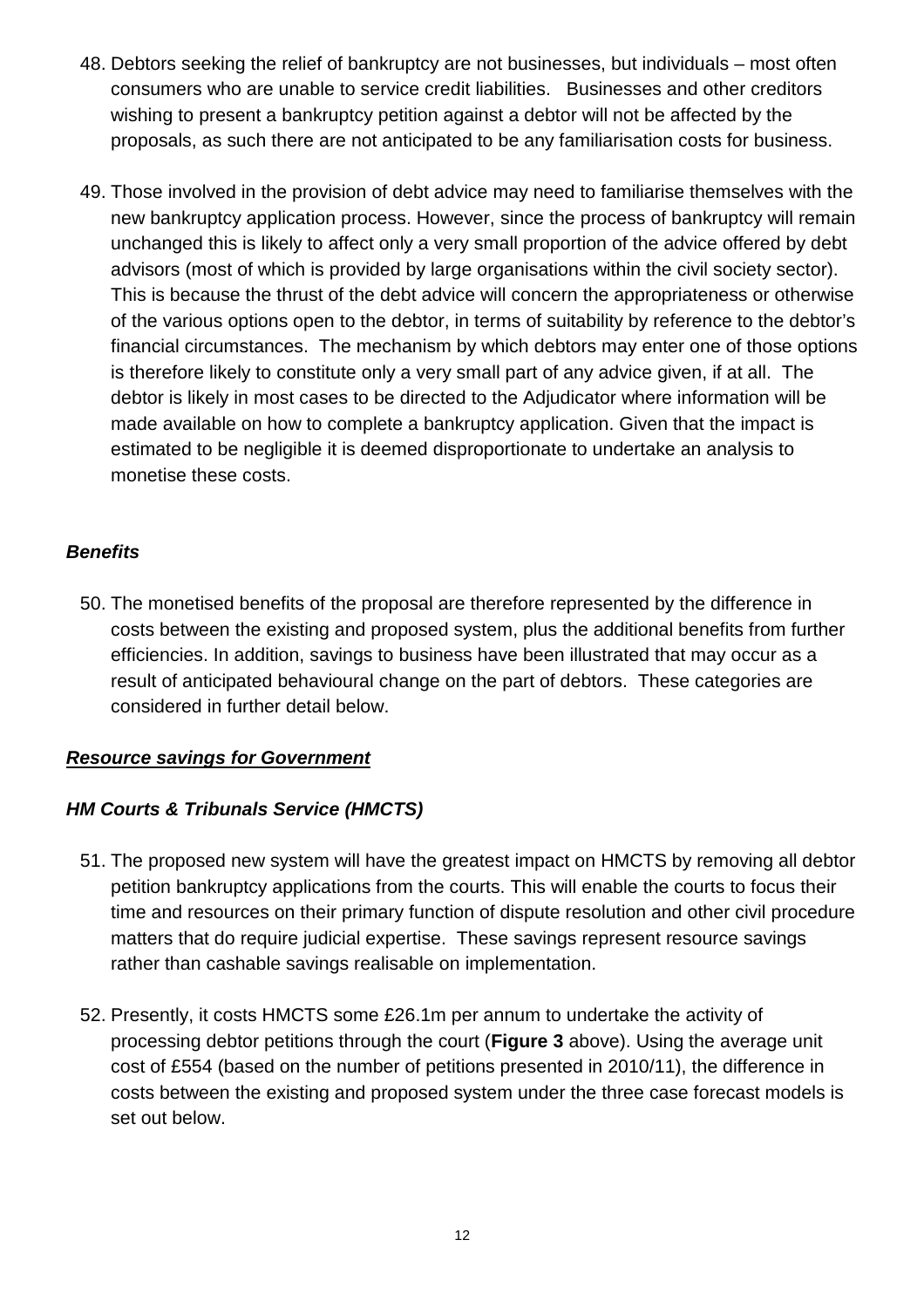48. Debtors seeking the relief of bankruptcy are not businesses, but individuals – most often consumers who are unable to service credit liabilities. Businesses and other creditors wishing to present a bankruptcy petition against a debtor will not be affected by the proposals, as such there are not anticipated to be any familiarisation costs for business.

49. Those involved in the provision of debt advice may need to familiarise themselves with the new bankruptcy application process. However, since the process of bankruptcy will remain unchanged this is likely to affect only a very small proportion of the advice offered by debt advisors (most of which is provided by large organisations within the civil society sector). This is because the thrust of the debt advice will concern the appropriateness or otherwise of the various options open to the debtor, in terms of suitability by reference to the debtor's financial circumstances. The mechanism by which debtors may enter one of those options is therefore likely to constitute only a very small part of any advice given, if at all. The debtor is likely in most cases to be directed to the Adjudicator where information will be made available on how to complete a bankruptcy application. Given that the impact is estimated to be negligible it is deemed disproportionate to undertake an analysis to monetise these costs.

### *Benefits*

50. The monetised benefits of the proposal are therefore represented by the difference in costs between the existing and proposed system, plus the additional benefits from further efficiencies. In addition, savings to business have been illustrated that may occur as a result of anticipated behavioural change on the part of debtors. These categories are considered in further detail below.

### ***Resource savings for Government***

### *HM Courts & Tribunals Service (HMCTS)*

51. The proposed new system will have the greatest impact on HMCTS by removing all debtor petition bankruptcy applications from the courts. This will enable the courts to focus their time and resources on their primary function of dispute resolution and other civil procedure matters that do require judicial expertise. These savings represent resource savings rather than cashable savings realisable on implementation.

52. Presently, it costs HMCTS some £26.1m per annum to undertake the activity of processing debtor petitions through the court (**Figure 3** above). Using the average unit cost of £554 (based on the number of petitions presented in 2010/11), the difference in costs between the existing and proposed system under the three case forecast models is set out below.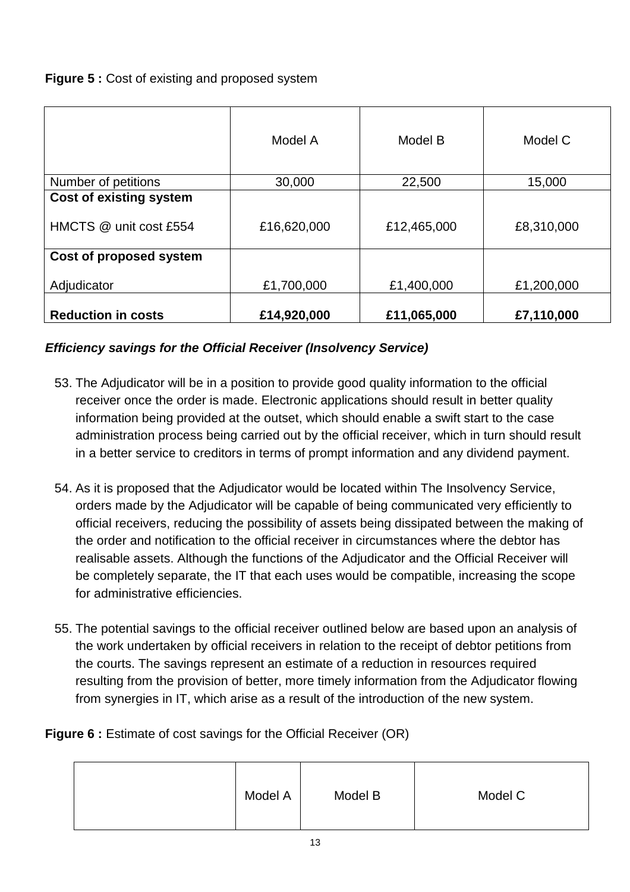**Figure 5 :** Cost of existing and proposed system

| | Model A | Model B | Model C |
|---|---|---|---|
| Number of petitions | 30,000 | 22,500 | 15,000 |
| **Cost of existing system** | | | |
| HMCTS @ unit cost £554 | £16,620,000 | £12,465,000 | £8,310,000 |
| **Cost of proposed system** | | | |
| Adjudicator | £1,700,000 | £1,400,000 | £1,200,000 |
| **Reduction in costs** | **£14,920,000** | **£11,065,000** | **£7,110,000** |

***Efficiency savings for the Official Receiver (Insolvency Service)***

53. The Adjudicator will be in a position to provide good quality information to the official receiver once the order is made. Electronic applications should result in better quality information being provided at the outset, which should enable a swift start to the case administration process being carried out by the official receiver, which in turn should result in a better service to creditors in terms of prompt information and any dividend payment.

54. As it is proposed that the Adjudicator would be located within The Insolvency Service, orders made by the Adjudicator will be capable of being communicated very efficiently to official receivers, reducing the possibility of assets being dissipated between the making of the order and notification to the official receiver in circumstances where the debtor has realisable assets. Although the functions of the Adjudicator and the Official Receiver will be completely separate, the IT that each uses would be compatible, increasing the scope for administrative efficiencies.

55. The potential savings to the official receiver outlined below are based upon an analysis of the work undertaken by official receivers in relation to the receipt of debtor petitions from the courts. The savings represent an estimate of a reduction in resources required resulting from the provision of better, more timely information from the Adjudicator flowing from synergies in IT, which arise as a result of the introduction of the new system.

**Figure 6 :** Estimate of cost savings for the Official Receiver (OR)

| | Model A | Model B | Model C |
|---|---|---|---|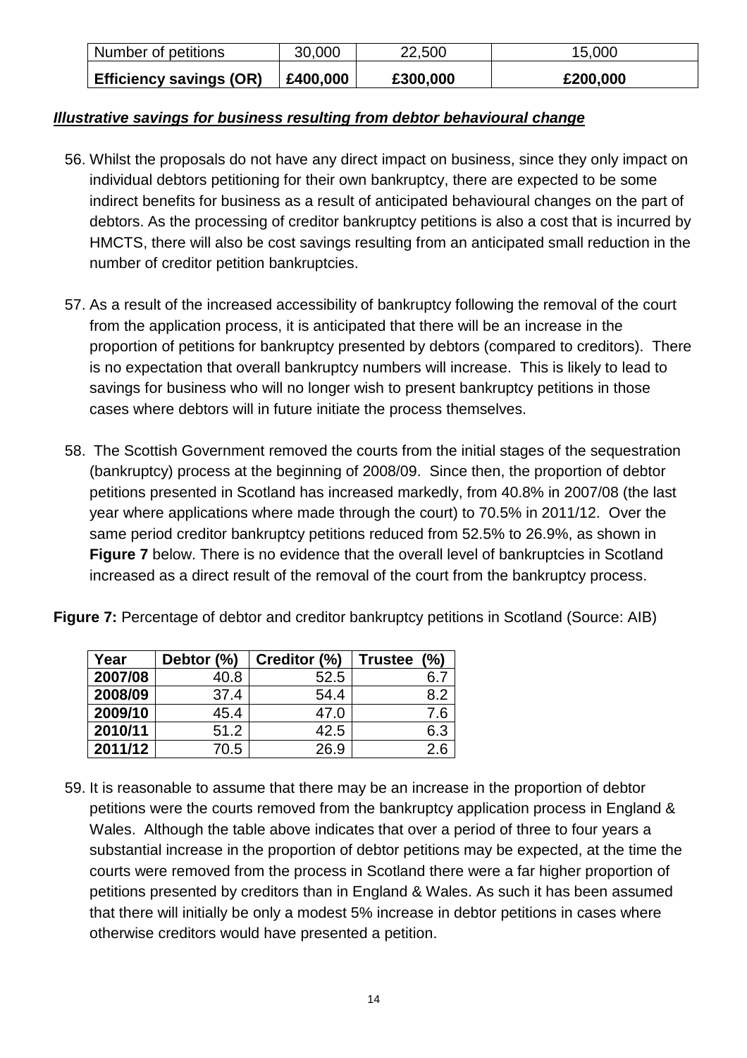| Number of petitions | 30,000 | 22,500 | 15,000 |
|---|---|---|---|
| **Efficiency savings (OR)** | **£400,000** | **£300,000** | **£200,000** |

***Illustrative savings for business resulting from debtor behavioural change***

56. Whilst the proposals do not have any direct impact on business, since they only impact on individual debtors petitioning for their own bankruptcy, there are expected to be some indirect benefits for business as a result of anticipated behavioural changes on the part of debtors. As the processing of creditor bankruptcy petitions is also a cost that is incurred by HMCTS, there will also be cost savings resulting from an anticipated small reduction in the number of creditor petition bankruptcies.

57. As a result of the increased accessibility of bankruptcy following the removal of the court from the application process, it is anticipated that there will be an increase in the proportion of petitions for bankruptcy presented by debtors (compared to creditors). There is no expectation that overall bankruptcy numbers will increase. This is likely to lead to savings for business who will no longer wish to present bankruptcy petitions in those cases where debtors will in future initiate the process themselves.

58. The Scottish Government removed the courts from the initial stages of the sequestration (bankruptcy) process at the beginning of 2008/09. Since then, the proportion of debtor petitions presented in Scotland has increased markedly, from 40.8% in 2007/08 (the last year where applications where made through the court) to 70.5% in 2011/12. Over the same period creditor bankruptcy petitions reduced from 52.5% to 26.9%, as shown in **Figure 7** below. There is no evidence that the overall level of bankruptcies in Scotland increased as a direct result of the removal of the court from the bankruptcy process.

**Figure 7:** Percentage of debtor and creditor bankruptcy petitions in Scotland (Source: AIB)

| Year | Debtor (%) | Creditor (%) | Trustee (%) |
|---|---|---|---|
| **2007/08** | 40.8 | 52.5 | 6.7 |
| **2008/09** | 37.4 | 54.4 | 8.2 |
| **2009/10** | 45.4 | 47.0 | 7.6 |
| **2010/11** | 51.2 | 42.5 | 6.3 |
| **2011/12** | 70.5 | 26.9 | 2.6 |

59. It is reasonable to assume that there may be an increase in the proportion of debtor petitions were the courts removed from the bankruptcy application process in England & Wales. Although the table above indicates that over a period of three to four years a substantial increase in the proportion of debtor petitions may be expected, at the time the courts were removed from the process in Scotland there were a far higher proportion of petitions presented by creditors than in England & Wales. As such it has been assumed that there will initially be only a modest 5% increase in debtor petitions in cases where otherwise creditors would have presented a petition.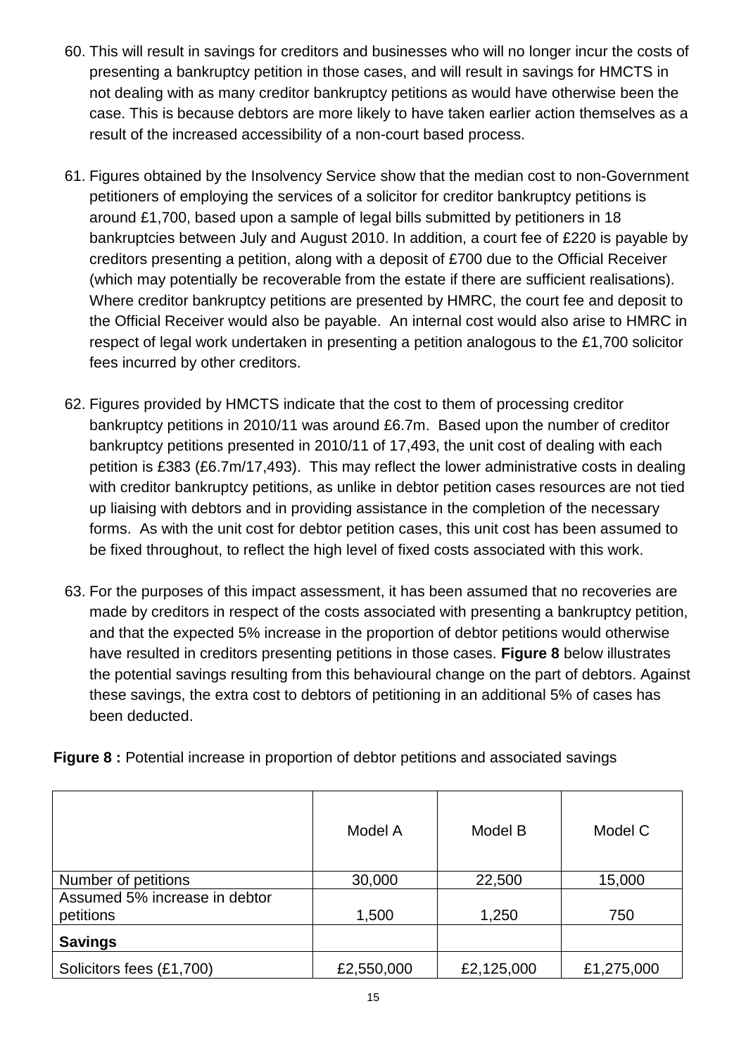60. This will result in savings for creditors and businesses who will no longer incur the costs of presenting a bankruptcy petition in those cases, and will result in savings for HMCTS in not dealing with as many creditor bankruptcy petitions as would have otherwise been the case. This is because debtors are more likely to have taken earlier action themselves as a result of the increased accessibility of a non-court based process.

61. Figures obtained by the Insolvency Service show that the median cost to non-Government petitioners of employing the services of a solicitor for creditor bankruptcy petitions is around £1,700, based upon a sample of legal bills submitted by petitioners in 18 bankruptcies between July and August 2010. In addition, a court fee of £220 is payable by creditors presenting a petition, along with a deposit of £700 due to the Official Receiver (which may potentially be recoverable from the estate if there are sufficient realisations). Where creditor bankruptcy petitions are presented by HMRC, the court fee and deposit to the Official Receiver would also be payable. An internal cost would also arise to HMRC in respect of legal work undertaken in presenting a petition analogous to the £1,700 solicitor fees incurred by other creditors.

62. Figures provided by HMCTS indicate that the cost to them of processing creditor bankruptcy petitions in 2010/11 was around £6.7m. Based upon the number of creditor bankruptcy petitions presented in 2010/11 of 17,493, the unit cost of dealing with each petition is £383 (£6.7m/17,493). This may reflect the lower administrative costs in dealing with creditor bankruptcy petitions, as unlike in debtor petition cases resources are not tied up liaising with debtors and in providing assistance in the completion of the necessary forms. As with the unit cost for debtor petition cases, this unit cost has been assumed to be fixed throughout, to reflect the high level of fixed costs associated with this work.

63. For the purposes of this impact assessment, it has been assumed that no recoveries are made by creditors in respect of the costs associated with presenting a bankruptcy petition, and that the expected 5% increase in the proportion of debtor petitions would otherwise have resulted in creditors presenting petitions in those cases. **Figure 8** below illustrates the potential savings resulting from this behavioural change on the part of debtors. Against these savings, the extra cost to debtors of petitioning in an additional 5% of cases has been deducted.

**Figure 8 :** Potential increase in proportion of debtor petitions and associated savings

| | Model A | Model B | Model C |
|---|---|---|---|
| Number of petitions | 30,000 | 22,500 | 15,000 |
| Assumed 5% increase in debtor petitions | 1,500 | 1,250 | 750 |
| **Savings** | | | |
| Solicitors fees (£1,700) | £2,550,000 | £2,125,000 | £1,275,000 |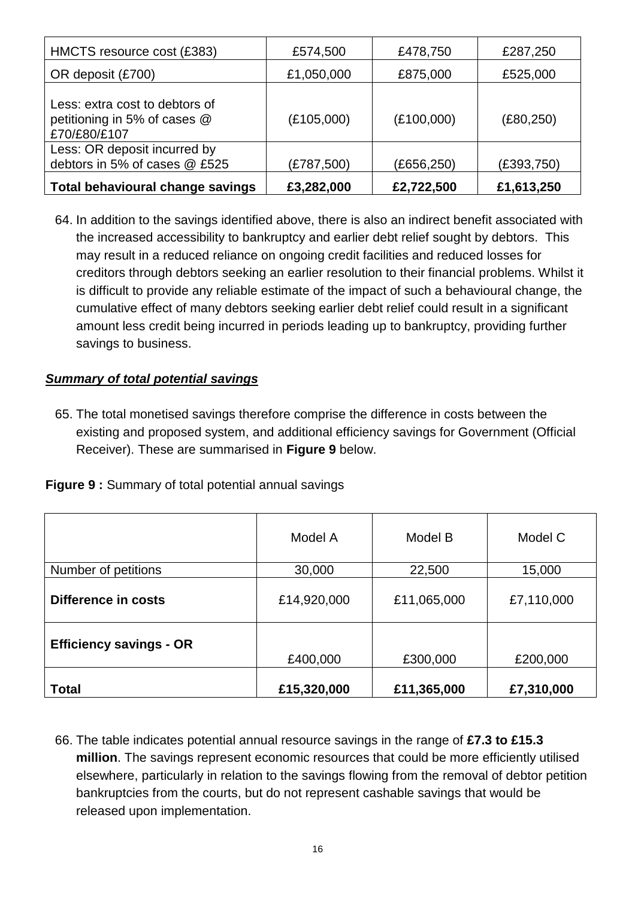| | | | |
|---|---|---|---|
| HMCTS resource cost (£383) | £574,500 | £478,750 | £287,250 |
| OR deposit (£700) | £1,050,000 | £875,000 | £525,000 |
| Less: extra cost to debtors of petitioning in 5% of cases @ £70/£80/£107 | (£105,000) | (£100,000) | (£80,250) |
| Less: OR deposit incurred by debtors in 5% of cases @ £525 | (£787,500) | (£656,250) | (£393,750) |
| **Total behavioural change savings** | **£3,282,000** | **£2,722,500** | **£1,613,250** |

64. In addition to the savings identified above, there is also an indirect benefit associated with the increased accessibility to bankruptcy and earlier debt relief sought by debtors. This may result in a reduced reliance on ongoing credit facilities and reduced losses for creditors through debtors seeking an earlier resolution to their financial problems. Whilst it is difficult to provide any reliable estimate of the impact of such a behavioural change, the cumulative effect of many debtors seeking earlier debt relief could result in a significant amount less credit being incurred in periods leading up to bankruptcy, providing further savings to business.

***Summary of total potential savings***

65. The total monetised savings therefore comprise the difference in costs between the existing and proposed system, and additional efficiency savings for Government (Official Receiver). These are summarised in **Figure 9** below.

**Figure 9 :** Summary of total potential annual savings

| | Model A | Model B | Model C |
|---|---|---|---|
| Number of petitions | 30,000 | 22,500 | 15,000 |
| **Difference in costs** | £14,920,000 | £11,065,000 | £7,110,000 |
| **Efficiency savings - OR** | £400,000 | £300,000 | £200,000 |
| **Total** | **£15,320,000** | **£11,365,000** | **£7,310,000** |

66. The table indicates potential annual resource savings in the range of **£7.3 to £15.3 million**. The savings represent economic resources that could be more efficiently utilised elsewhere, particularly in relation to the savings flowing from the removal of debtor petition bankruptcies from the courts, but do not represent cashable savings that would be released upon implementation.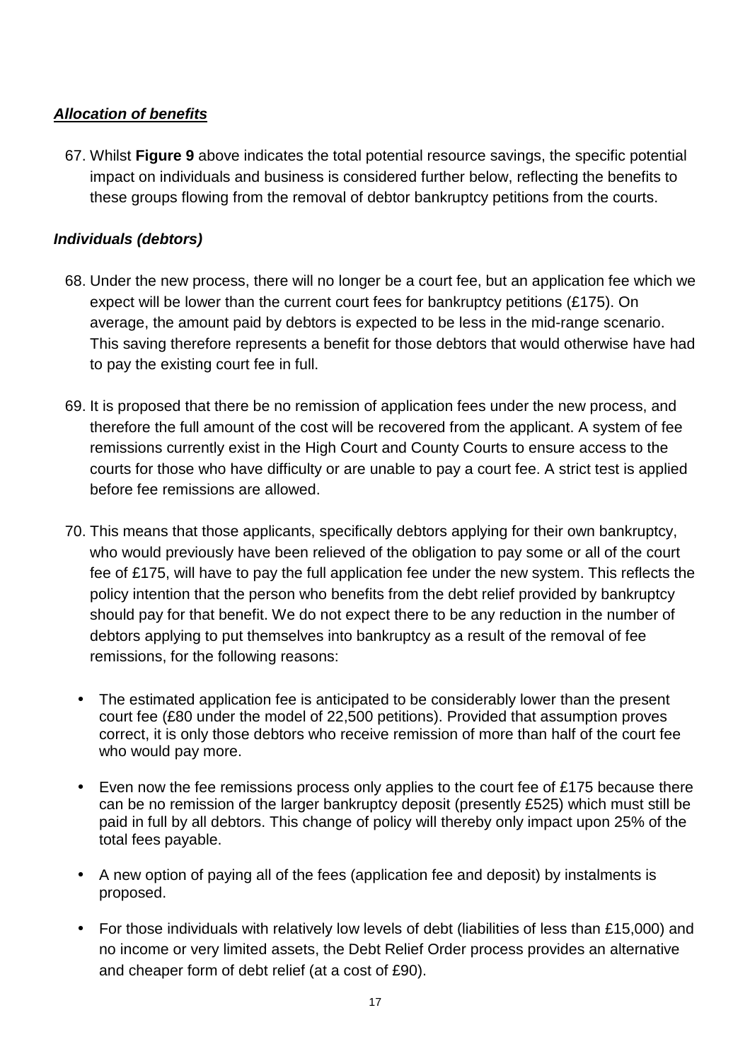***Allocation of benefits***

67. Whilst **Figure 9** above indicates the total potential resource savings, the specific potential impact on individuals and business is considered further below, reflecting the benefits to these groups flowing from the removal of debtor bankruptcy petitions from the courts.

***Individuals (debtors)***

68. Under the new process, there will no longer be a court fee, but an application fee which we expect will be lower than the current court fees for bankruptcy petitions (£175). On average, the amount paid by debtors is expected to be less in the mid-range scenario. This saving therefore represents a benefit for those debtors that would otherwise have had to pay the existing court fee in full.

69. It is proposed that there be no remission of application fees under the new process, and therefore the full amount of the cost will be recovered from the applicant. A system of fee remissions currently exist in the High Court and County Courts to ensure access to the courts for those who have difficulty or are unable to pay a court fee. A strict test is applied before fee remissions are allowed.

70. This means that those applicants, specifically debtors applying for their own bankruptcy, who would previously have been relieved of the obligation to pay some or all of the court fee of £175, will have to pay the full application fee under the new system. This reflects the policy intention that the person who benefits from the debt relief provided by bankruptcy should pay for that benefit. We do not expect there to be any reduction in the number of debtors applying to put themselves into bankruptcy as a result of the removal of fee remissions, for the following reasons:

- The estimated application fee is anticipated to be considerably lower than the present court fee (£80 under the model of 22,500 petitions). Provided that assumption proves correct, it is only those debtors who receive remission of more than half of the court fee who would pay more.
- Even now the fee remissions process only applies to the court fee of £175 because there can be no remission of the larger bankruptcy deposit (presently £525) which must still be paid in full by all debtors. This change of policy will thereby only impact upon 25% of the total fees payable.
- A new option of paying all of the fees (application fee and deposit) by instalments is proposed.
- For those individuals with relatively low levels of debt (liabilities of less than £15,000) and no income or very limited assets, the Debt Relief Order process provides an alternative and cheaper form of debt relief (at a cost of £90).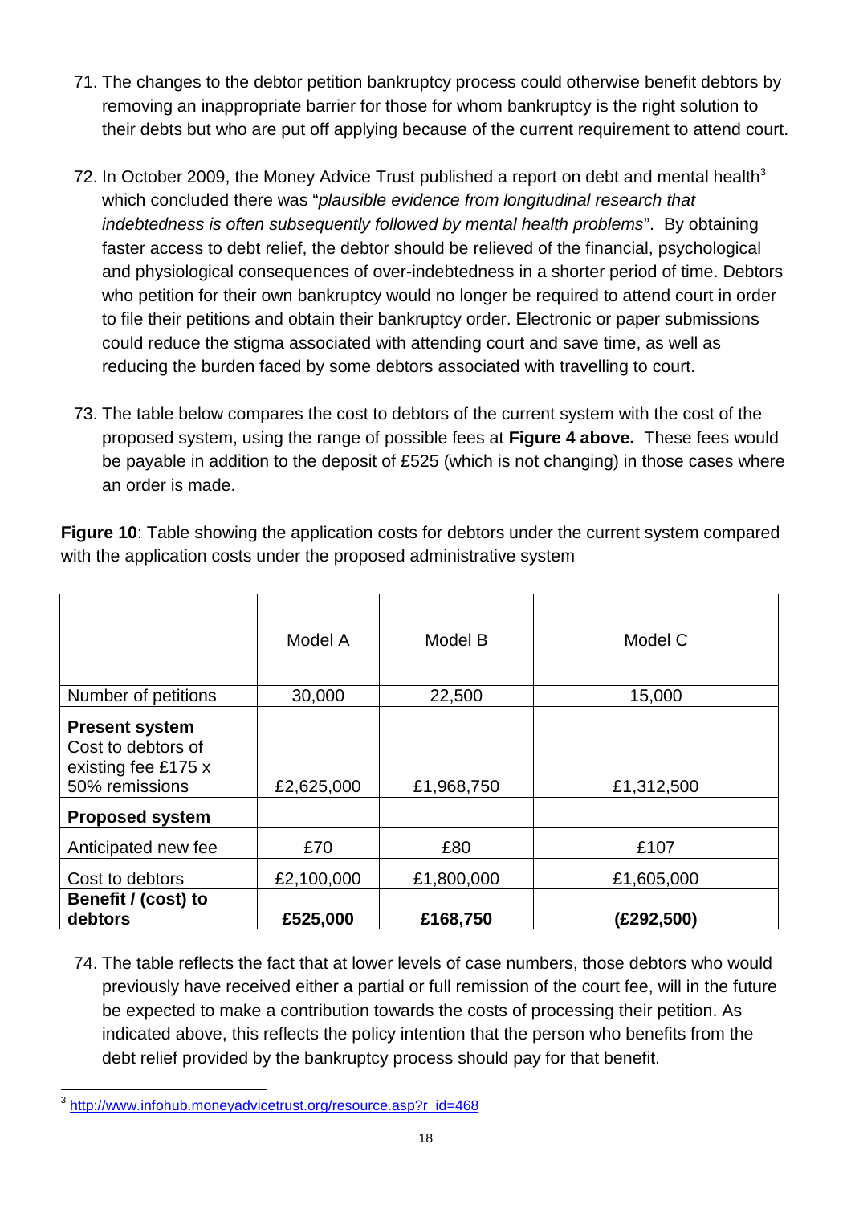71. The changes to the debtor petition bankruptcy process could otherwise benefit debtors by removing an inappropriate barrier for those for whom bankruptcy is the right solution to their debts but who are put off applying because of the current requirement to attend court.

72. In October 2009, the Money Advice Trust published a report on debt and mental health[3] which concluded there was "*plausible evidence from longitudinal research that indebtedness is often subsequently followed by mental health problems*". By obtaining faster access to debt relief, the debtor should be relieved of the financial, psychological and physiological consequences of over-indebtedness in a shorter period of time. Debtors who petition for their own bankruptcy would no longer be required to attend court in order to file their petitions and obtain their bankruptcy order. Electronic or paper submissions could reduce the stigma associated with attending court and save time, as well as reducing the burden faced by some debtors associated with travelling to court.

73. The table below compares the cost to debtors of the current system with the cost of the proposed system, using the range of possible fees at **Figure 4 above.** These fees would be payable in addition to the deposit of £525 (which is not changing) in those cases where an order is made.

**Figure 10**: Table showing the application costs for debtors under the current system compared with the application costs under the proposed administrative system

| | Model A | Model B | Model C |
|---|---|---|---|
| Number of petitions | 30,000 | 22,500 | 15,000 |
| **Present system** | | | |
| Cost to debtors of existing fee £175 x 50% remissions | £2,625,000 | £1,968,750 | £1,312,500 |
| **Proposed system** | | | |
| Anticipated new fee | £70 | £80 | £107 |
| Cost to debtors | £2,100,000 | £1,800,000 | £1,605,000 |
| **Benefit / (cost) to debtors** | **£525,000** | **£168,750** | **(£292,500)** |

74. The table reflects the fact that at lower levels of case numbers, those debtors who would previously have received either a partial or full remission of the court fee, will in the future be expected to make a contribution towards the costs of processing their petition. As indicated above, this reflects the policy intention that the person who benefits from the debt relief provided by the bankruptcy process should pay for that benefit.

[3] http://www.infohub.moneyadvicetrust.org/resource.asp?r_id=468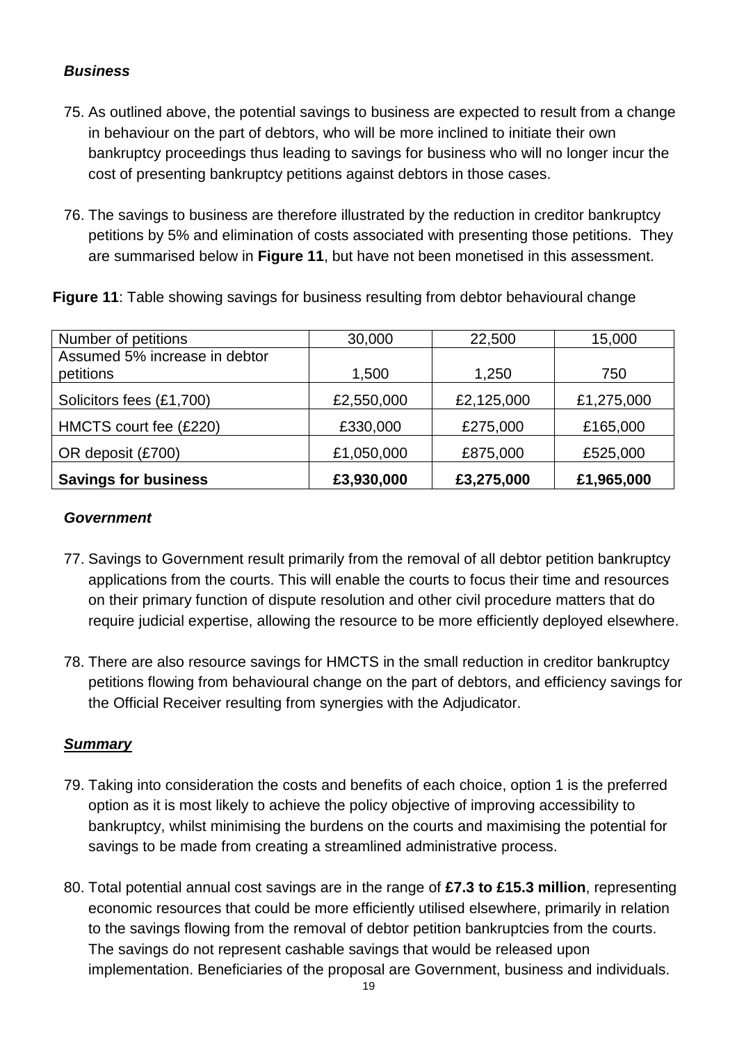***Business***

75. As outlined above, the potential savings to business are expected to result from a change in behaviour on the part of debtors, who will be more inclined to initiate their own bankruptcy proceedings thus leading to savings for business who will no longer incur the cost of presenting bankruptcy petitions against debtors in those cases.

76. The savings to business are therefore illustrated by the reduction in creditor bankruptcy petitions by 5% and elimination of costs associated with presenting those petitions. They are summarised below in **Figure 11**, but have not been monetised in this assessment.

**Figure 11**: Table showing savings for business resulting from debtor behavioural change

| Number of petitions | 30,000 | 22,500 | 15,000 |
|---|---|---|---|
| Assumed 5% increase in debtor petitions | 1,500 | 1,250 | 750 |
| Solicitors fees (£1,700) | £2,550,000 | £2,125,000 | £1,275,000 |
| HMCTS court fee (£220) | £330,000 | £275,000 | £165,000 |
| OR deposit (£700) | £1,050,000 | £875,000 | £525,000 |
| **Savings for business** | **£3,930,000** | **£3,275,000** | **£1,965,000** |

***Government***

77. Savings to Government result primarily from the removal of all debtor petition bankruptcy applications from the courts. This will enable the courts to focus their time and resources on their primary function of dispute resolution and other civil procedure matters that do require judicial expertise, allowing the resource to be more efficiently deployed elsewhere.

78. There are also resource savings for HMCTS in the small reduction in creditor bankruptcy petitions flowing from behavioural change on the part of debtors, and efficiency savings for the Official Receiver resulting from synergies with the Adjudicator.

***Summary***

79. Taking into consideration the costs and benefits of each choice, option 1 is the preferred option as it is most likely to achieve the policy objective of improving accessibility to bankruptcy, whilst minimising the burdens on the courts and maximising the potential for savings to be made from creating a streamlined administrative process.

80. Total potential annual cost savings are in the range of **£7.3 to £15.3 million**, representing economic resources that could be more efficiently utilised elsewhere, primarily in relation to the savings flowing from the removal of debtor petition bankruptcies from the courts. The savings do not represent cashable savings that would be released upon implementation. Beneficiaries of the proposal are Government, business and individuals.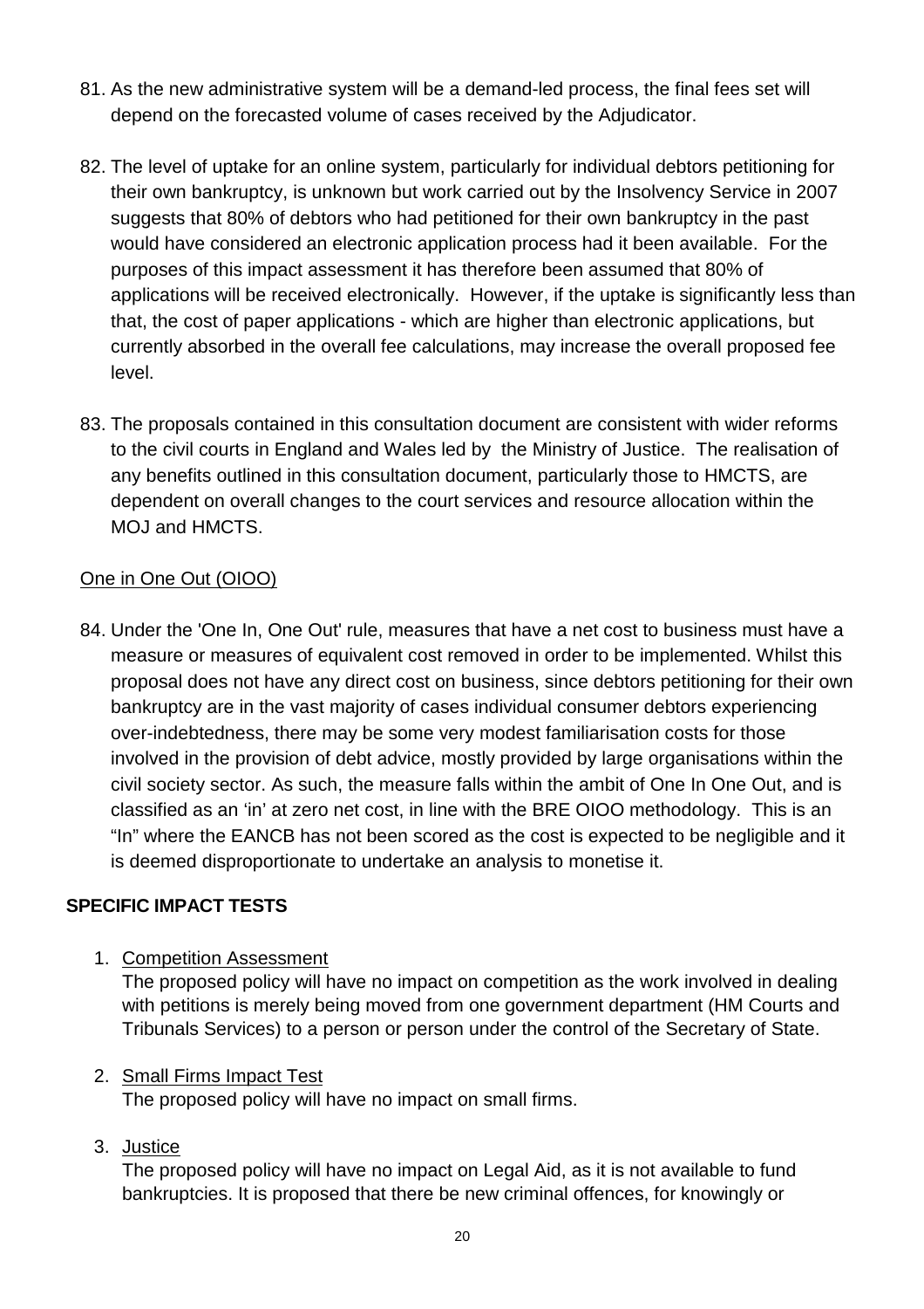81. As the new administrative system will be a demand-led process, the final fees set will depend on the forecasted volume of cases received by the Adjudicator.

82. The level of uptake for an online system, particularly for individual debtors petitioning for their own bankruptcy, is unknown but work carried out by the Insolvency Service in 2007 suggests that 80% of debtors who had petitioned for their own bankruptcy in the past would have considered an electronic application process had it been available. For the purposes of this impact assessment it has therefore been assumed that 80% of applications will be received electronically. However, if the uptake is significantly less than that, the cost of paper applications - which are higher than electronic applications, but currently absorbed in the overall fee calculations, may increase the overall proposed fee level.

83. The proposals contained in this consultation document are consistent with wider reforms to the civil courts in England and Wales led by the Ministry of Justice. The realisation of any benefits outlined in this consultation document, particularly those to HMCTS, are dependent on overall changes to the court services and resource allocation within the MOJ and HMCTS.

One in One Out (OIOO)

84. Under the 'One In, One Out' rule, measures that have a net cost to business must have a measure or measures of equivalent cost removed in order to be implemented. Whilst this proposal does not have any direct cost on business, since debtors petitioning for their own bankruptcy are in the vast majority of cases individual consumer debtors experiencing over-indebtedness, there may be some very modest familiarisation costs for those involved in the provision of debt advice, mostly provided by large organisations within the civil society sector. As such, the measure falls within the ambit of One In One Out, and is classified as an 'in' at zero net cost, in line with the BRE OIOO methodology. This is an "In" where the EANCB has not been scored as the cost is expected to be negligible and it is deemed disproportionate to undertake an analysis to monetise it.

## SPECIFIC IMPACT TESTS

1. Competition Assessment
   The proposed policy will have no impact on competition as the work involved in dealing with petitions is merely being moved from one government department (HM Courts and Tribunals Services) to a person or person under the control of the Secretary of State.

2. Small Firms Impact Test
   The proposed policy will have no impact on small firms.

3. Justice
   The proposed policy will have no impact on Legal Aid, as it is not available to fund bankruptcies. It is proposed that there be new criminal offences, for knowingly or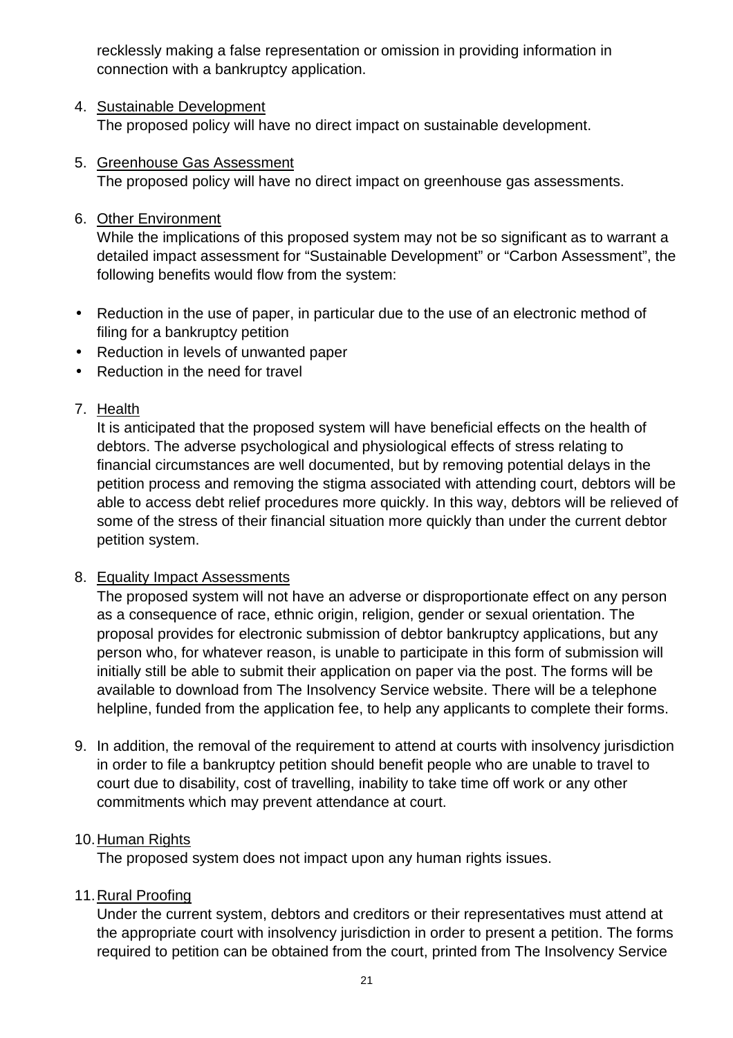recklessly making a false representation or omission in providing information in connection with a bankruptcy application.

4. Sustainable Development

   The proposed policy will have no direct impact on sustainable development.

5. Greenhouse Gas Assessment

   The proposed policy will have no direct impact on greenhouse gas assessments.

6. Other Environment

   While the implications of this proposed system may not be so significant as to warrant a detailed impact assessment for "Sustainable Development" or "Carbon Assessment", the following benefits would flow from the system:

- Reduction in the use of paper, in particular due to the use of an electronic method of filing for a bankruptcy petition
- Reduction in levels of unwanted paper
- Reduction in the need for travel

7. Health

   It is anticipated that the proposed system will have beneficial effects on the health of debtors. The adverse psychological and physiological effects of stress relating to financial circumstances are well documented, but by removing potential delays in the petition process and removing the stigma associated with attending court, debtors will be able to access debt relief procedures more quickly. In this way, debtors will be relieved of some of the stress of their financial situation more quickly than under the current debtor petition system.

8. Equality Impact Assessments

   The proposed system will not have an adverse or disproportionate effect on any person as a consequence of race, ethnic origin, religion, gender or sexual orientation. The proposal provides for electronic submission of debtor bankruptcy applications, but any person who, for whatever reason, is unable to participate in this form of submission will initially still be able to submit their application on paper via the post. The forms will be available to download from The Insolvency Service website. There will be a telephone helpline, funded from the application fee, to help any applicants to complete their forms.

9. In addition, the removal of the requirement to attend at courts with insolvency jurisdiction in order to file a bankruptcy petition should benefit people who are unable to travel to court due to disability, cost of travelling, inability to take time off work or any other commitments which may prevent attendance at court.

10. Human Rights

    The proposed system does not impact upon any human rights issues.

11. Rural Proofing

    Under the current system, debtors and creditors or their representatives must attend at the appropriate court with insolvency jurisdiction in order to present a petition. The forms required to petition can be obtained from the court, printed from The Insolvency Service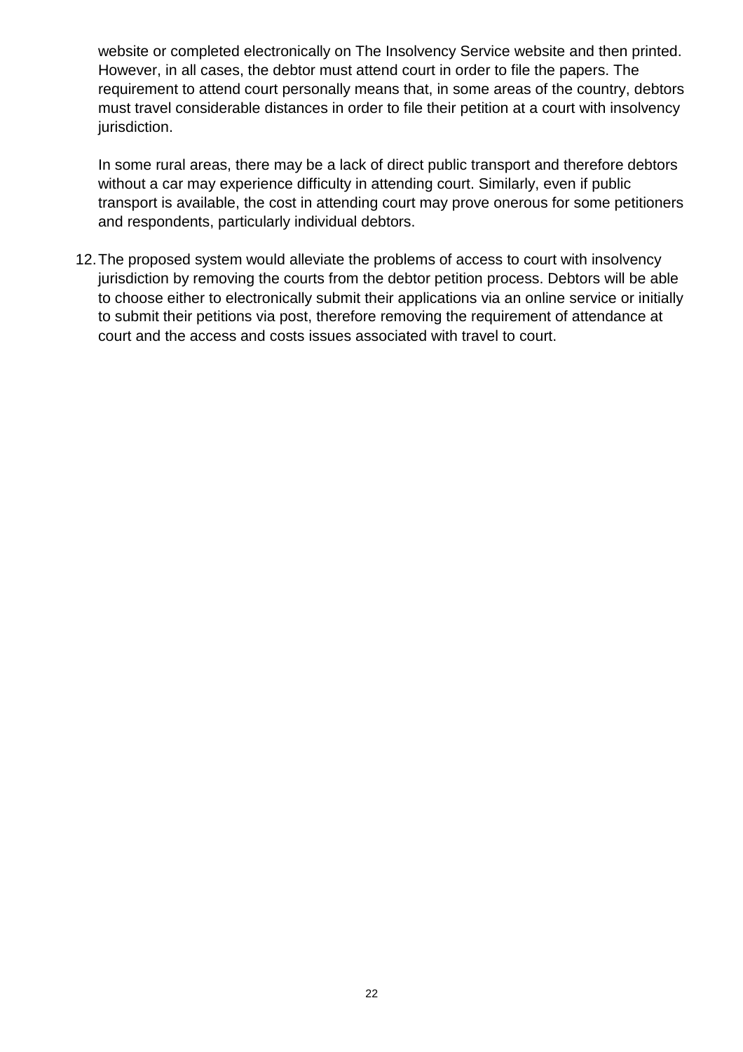website or completed electronically on The Insolvency Service website and then printed. However, in all cases, the debtor must attend court in order to file the papers. The requirement to attend court personally means that, in some areas of the country, debtors must travel considerable distances in order to file their petition at a court with insolvency jurisdiction.

In some rural areas, there may be a lack of direct public transport and therefore debtors without a car may experience difficulty in attending court. Similarly, even if public transport is available, the cost in attending court may prove onerous for some petitioners and respondents, particularly individual debtors.

12. The proposed system would alleviate the problems of access to court with insolvency jurisdiction by removing the courts from the debtor petition process. Debtors will be able to choose either to electronically submit their applications via an online service or initially to submit their petitions via post, therefore removing the requirement of attendance at court and the access and costs issues associated with travel to court.